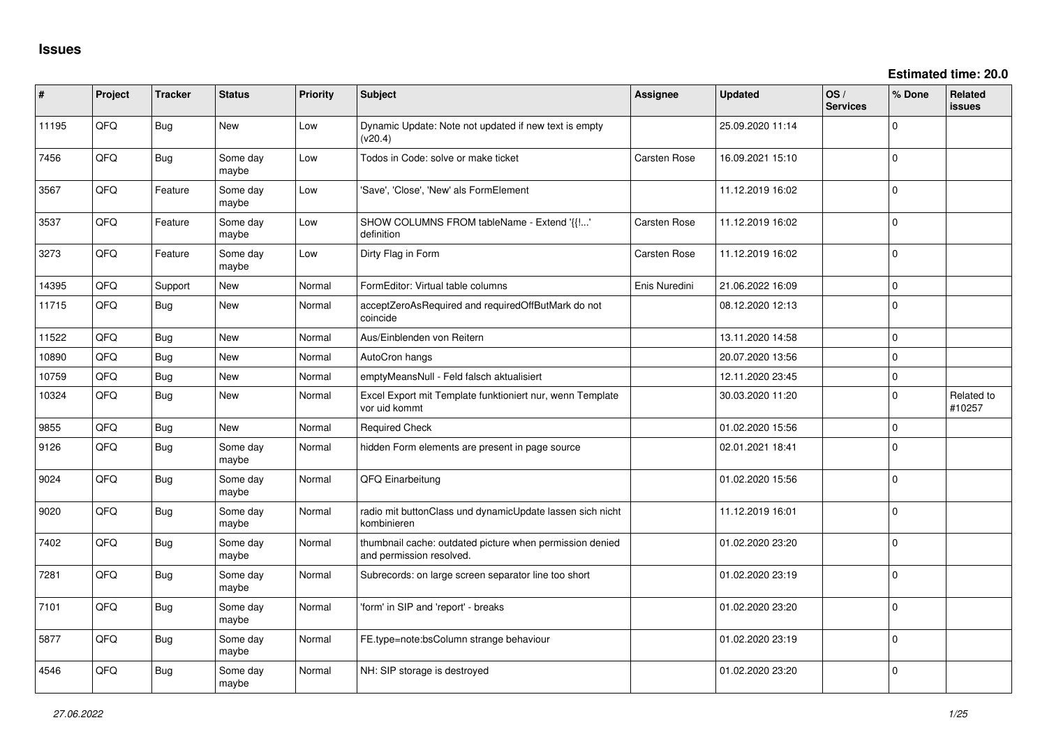# Issues

**Estimated time: 20.0**

| # | Project | Tracker | Status | Priority | Subject | Assignee | Updated | OS / Services | % Done | Related issues |
|---|---|---|---|---|---|---|---|---|---|---|
| 11195 | QFQ | Bug | New | Low | Dynamic Update: Note not updated if new text is empty (v20.4) | | 25.09.2020 11:14 | | 0 | |
| 7456 | QFQ | Bug | Some day maybe | Low | Todos in Code: solve or make ticket | Carsten Rose | 16.09.2021 15:10 | | 0 | |
| 3567 | QFQ | Feature | Some day maybe | Low | 'Save', 'Close', 'New' als FormElement | | 11.12.2019 16:02 | | 0 | |
| 3537 | QFQ | Feature | Some day maybe | Low | SHOW COLUMNS FROM tableName - Extend '{{!...' definition | Carsten Rose | 11.12.2019 16:02 | | 0 | |
| 3273 | QFQ | Feature | Some day maybe | Low | Dirty Flag in Form | Carsten Rose | 11.12.2019 16:02 | | 0 | |
| 14395 | QFQ | Support | New | Normal | FormEditor: Virtual table columns | Enis Nuredini | 21.06.2022 16:09 | | 0 | |
| 11715 | QFQ | Bug | New | Normal | acceptZeroAsRequired and requiredOffButMark do not coincide | | 08.12.2020 12:13 | | 0 | |
| 11522 | QFQ | Bug | New | Normal | Aus/Einblenden von Reitern | | 13.11.2020 14:58 | | 0 | |
| 10890 | QFQ | Bug | New | Normal | AutoCron hangs | | 20.07.2020 13:56 | | 0 | |
| 10759 | QFQ | Bug | New | Normal | emptyMeansNull - Feld falsch aktualisiert | | 12.11.2020 23:45 | | 0 | |
| 10324 | QFQ | Bug | New | Normal | Excel Export mit Template funktioniert nur, wenn Template vor uid kommt | | 30.03.2020 11:20 | | 0 | Related to #10257 |
| 9855 | QFQ | Bug | New | Normal | Required Check | | 01.02.2020 15:56 | | 0 | |
| 9126 | QFQ | Bug | Some day maybe | Normal | hidden Form elements are present in page source | | 02.01.2021 18:41 | | 0 | |
| 9024 | QFQ | Bug | Some day maybe | Normal | QFQ Einarbeitung | | 01.02.2020 15:56 | | 0 | |
| 9020 | QFQ | Bug | Some day maybe | Normal | radio mit buttonClass und dynamicUpdate lassen sich nicht kombinieren | | 11.12.2019 16:01 | | 0 | |
| 7402 | QFQ | Bug | Some day maybe | Normal | thumbnail cache: outdated picture when permission denied and permission resolved. | | 01.02.2020 23:20 | | 0 | |
| 7281 | QFQ | Bug | Some day maybe | Normal | Subrecords: on large screen separator line too short | | 01.02.2020 23:19 | | 0 | |
| 7101 | QFQ | Bug | Some day maybe | Normal | 'form' in SIP and 'report' - breaks | | 01.02.2020 23:20 | | 0 | |
| 5877 | QFQ | Bug | Some day maybe | Normal | FE.type=note:bsColumn strange behaviour | | 01.02.2020 23:19 | | 0 | |
| 4546 | QFQ | Bug | Some day maybe | Normal | NH: SIP storage is destroyed | | 01.02.2020 23:20 | | 0 | |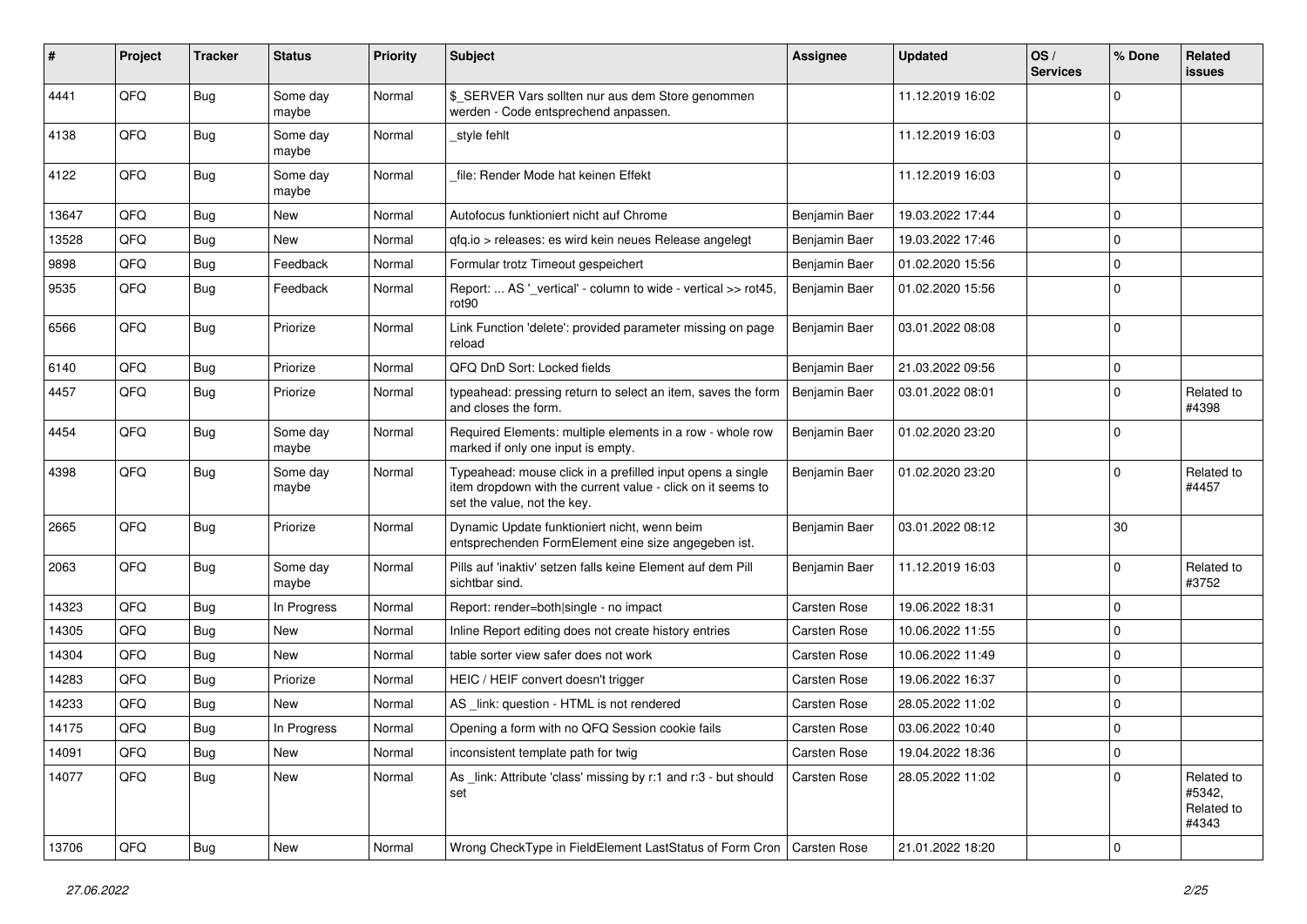| # | Project | Tracker | Status | Priority | Subject | Assignee | Updated | OS / Services | % Done | Related issues |
|---|---|---|---|---|---|---|---|---|---|---|
| 4441 | QFQ | Bug | Some day maybe | Normal | $_SERVER Vars sollten nur aus dem Store genommen werden - Code entsprechend anpassen. | | 11.12.2019 16:02 | | 0 | |
| 4138 | QFQ | Bug | Some day maybe | Normal | _style fehlt | | 11.12.2019 16:03 | | 0 | |
| 4122 | QFQ | Bug | Some day maybe | Normal | _file: Render Mode hat keinen Effekt | | 11.12.2019 16:03 | | 0 | |
| 13647 | QFQ | Bug | New | Normal | Autofocus funktioniert nicht auf Chrome | Benjamin Baer | 19.03.2022 17:44 | | 0 | |
| 13528 | QFQ | Bug | New | Normal | qfq.io > releases: es wird kein neues Release angelegt | Benjamin Baer | 19.03.2022 17:46 | | 0 | |
| 9898 | QFQ | Bug | Feedback | Normal | Formular trotz Timeout gespeichert | Benjamin Baer | 01.02.2020 15:56 | | 0 | |
| 9535 | QFQ | Bug | Feedback | Normal | Report: ... AS '_vertical' - column to wide - vertical >> rot45, rot90 | Benjamin Baer | 01.02.2020 15:56 | | 0 | |
| 6566 | QFQ | Bug | Priorize | Normal | Link Function 'delete': provided parameter missing on page reload | Benjamin Baer | 03.01.2022 08:08 | | 0 | |
| 6140 | QFQ | Bug | Priorize | Normal | QFQ DnD Sort: Locked fields | Benjamin Baer | 21.03.2022 09:56 | | 0 | |
| 4457 | QFQ | Bug | Priorize | Normal | typeahead: pressing return to select an item, saves the form and closes the form. | Benjamin Baer | 03.01.2022 08:01 | | 0 | Related to #4398 |
| 4454 | QFQ | Bug | Some day maybe | Normal | Required Elements: multiple elements in a row - whole row marked if only one input is empty. | Benjamin Baer | 01.02.2020 23:20 | | 0 | |
| 4398 | QFQ | Bug | Some day maybe | Normal | Typeahead: mouse click in a prefilled input opens a single item dropdown with the current value - click on it seems to set the value, not the key. | Benjamin Baer | 01.02.2020 23:20 | | 0 | Related to #4457 |
| 2665 | QFQ | Bug | Priorize | Normal | Dynamic Update funktioniert nicht, wenn beim entsprechenden FormElement eine size angegeben ist. | Benjamin Baer | 03.01.2022 08:12 | | 30 | |
| 2063 | QFQ | Bug | Some day maybe | Normal | Pills auf 'inaktiv' setzen falls keine Element auf dem Pill sichtbar sind. | Benjamin Baer | 11.12.2019 16:03 | | 0 | Related to #3752 |
| 14323 | QFQ | Bug | In Progress | Normal | Report: render=both\|single - no impact | Carsten Rose | 19.06.2022 18:31 | | 0 | |
| 14305 | QFQ | Bug | New | Normal | Inline Report editing does not create history entries | Carsten Rose | 10.06.2022 11:55 | | 0 | |
| 14304 | QFQ | Bug | New | Normal | table sorter view safer does not work | Carsten Rose | 10.06.2022 11:49 | | 0 | |
| 14283 | QFQ | Bug | Priorize | Normal | HEIC / HEIF convert doesn't trigger | Carsten Rose | 19.06.2022 16:37 | | 0 | |
| 14233 | QFQ | Bug | New | Normal | AS _link: question - HTML is not rendered | Carsten Rose | 28.05.2022 11:02 | | 0 | |
| 14175 | QFQ | Bug | In Progress | Normal | Opening a form with no QFQ Session cookie fails | Carsten Rose | 03.06.2022 10:40 | | 0 | |
| 14091 | QFQ | Bug | New | Normal | inconsistent template path for twig | Carsten Rose | 19.04.2022 18:36 | | 0 | |
| 14077 | QFQ | Bug | New | Normal | As _link: Attribute 'class' missing by r:1 and r:3 - but should set | Carsten Rose | 28.05.2022 11:02 | | 0 | Related to #5342, Related to #4343 |
| 13706 | QFQ | Bug | New | Normal | Wrong CheckType in FieldElement LastStatus of Form Cron | Carsten Rose | 21.01.2022 18:20 | | 0 | |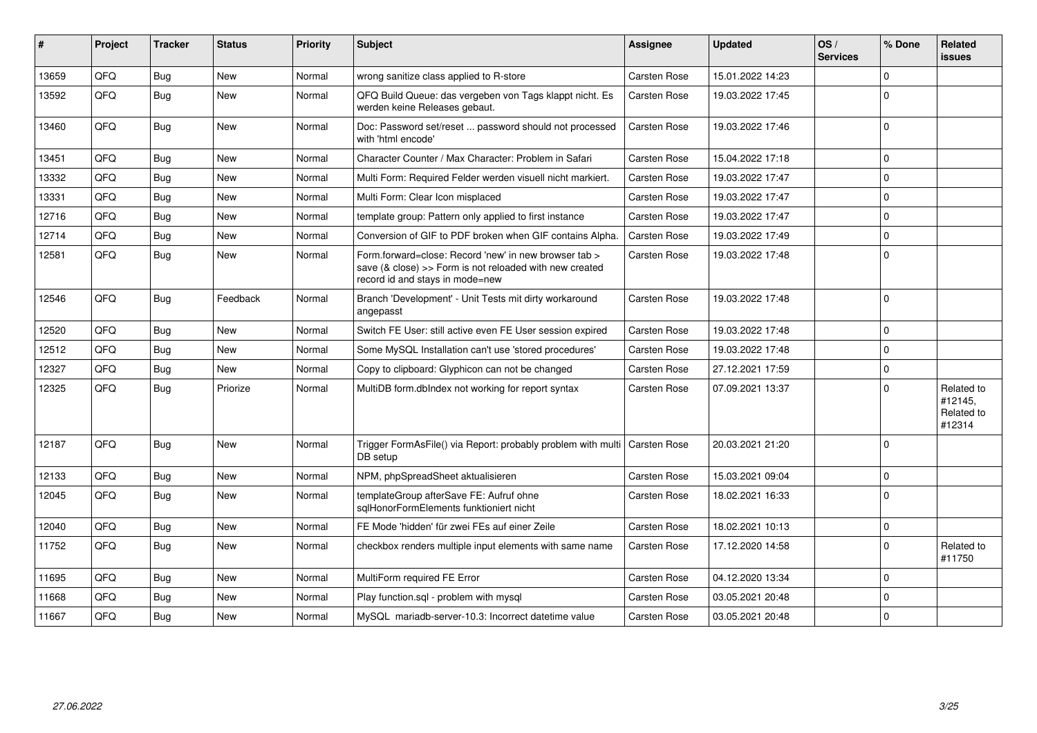| # | Project | Tracker | Status | Priority | Subject | Assignee | Updated | OS / Services | % Done | Related issues |
|---|---|---|---|---|---|---|---|---|---|---|
| 13659 | QFQ | Bug | New | Normal | wrong sanitize class applied to R-store | Carsten Rose | 15.01.2022 14:23 | | 0 | |
| 13592 | QFQ | Bug | New | Normal | QFQ Build Queue: das vergeben von Tags klappt nicht. Es werden keine Releases gebaut. | Carsten Rose | 19.03.2022 17:45 | | 0 | |
| 13460 | QFQ | Bug | New | Normal | Doc: Password set/reset ... password should not processed with 'html encode' | Carsten Rose | 19.03.2022 17:46 | | 0 | |
| 13451 | QFQ | Bug | New | Normal | Character Counter / Max Character: Problem in Safari | Carsten Rose | 15.04.2022 17:18 | | 0 | |
| 13332 | QFQ | Bug | New | Normal | Multi Form: Required Felder werden visuell nicht markiert. | Carsten Rose | 19.03.2022 17:47 | | 0 | |
| 13331 | QFQ | Bug | New | Normal | Multi Form: Clear Icon misplaced | Carsten Rose | 19.03.2022 17:47 | | 0 | |
| 12716 | QFQ | Bug | New | Normal | template group: Pattern only applied to first instance | Carsten Rose | 19.03.2022 17:47 | | 0 | |
| 12714 | QFQ | Bug | New | Normal | Conversion of GIF to PDF broken when GIF contains Alpha. | Carsten Rose | 19.03.2022 17:49 | | 0 | |
| 12581 | QFQ | Bug | New | Normal | Form.forward=close: Record 'new' in new browser tab > save (& close) >> Form is not reloaded with new created record id and stays in mode=new | Carsten Rose | 19.03.2022 17:48 | | 0 | |
| 12546 | QFQ | Bug | Feedback | Normal | Branch 'Development' - Unit Tests mit dirty workaround angepasst | Carsten Rose | 19.03.2022 17:48 | | 0 | |
| 12520 | QFQ | Bug | New | Normal | Switch FE User: still active even FE User session expired | Carsten Rose | 19.03.2022 17:48 | | 0 | |
| 12512 | QFQ | Bug | New | Normal | Some MySQL Installation can't use 'stored procedures' | Carsten Rose | 19.03.2022 17:48 | | 0 | |
| 12327 | QFQ | Bug | New | Normal | Copy to clipboard: Glyphicon can not be changed | Carsten Rose | 27.12.2021 17:59 | | 0 | |
| 12325 | QFQ | Bug | Priorize | Normal | MultiDB form.dbIndex not working for report syntax | Carsten Rose | 07.09.2021 13:37 | | 0 | Related to #12145, Related to #12314 |
| 12187 | QFQ | Bug | New | Normal | Trigger FormAsFile() via Report: probably problem with multi DB setup | Carsten Rose | 20.03.2021 21:20 | | 0 | |
| 12133 | QFQ | Bug | New | Normal | NPM, phpSpreadSheet aktualisieren | Carsten Rose | 15.03.2021 09:04 | | 0 | |
| 12045 | QFQ | Bug | New | Normal | templateGroup afterSave FE: Aufruf ohne sqlHonorFormElements funktioniert nicht | Carsten Rose | 18.02.2021 16:33 | | 0 | |
| 12040 | QFQ | Bug | New | Normal | FE Mode 'hidden' für zwei FEs auf einer Zeile | Carsten Rose | 18.02.2021 10:13 | | 0 | |
| 11752 | QFQ | Bug | New | Normal | checkbox renders multiple input elements with same name | Carsten Rose | 17.12.2020 14:58 | | 0 | Related to #11750 |
| 11695 | QFQ | Bug | New | Normal | MultiForm required FE Error | Carsten Rose | 04.12.2020 13:34 | | 0 | |
| 11668 | QFQ | Bug | New | Normal | Play function.sql - problem with mysql | Carsten Rose | 03.05.2021 20:48 | | 0 | |
| 11667 | QFQ | Bug | New | Normal | MySQL mariadb-server-10.3: Incorrect datetime value | Carsten Rose | 03.05.2021 20:48 | | 0 | |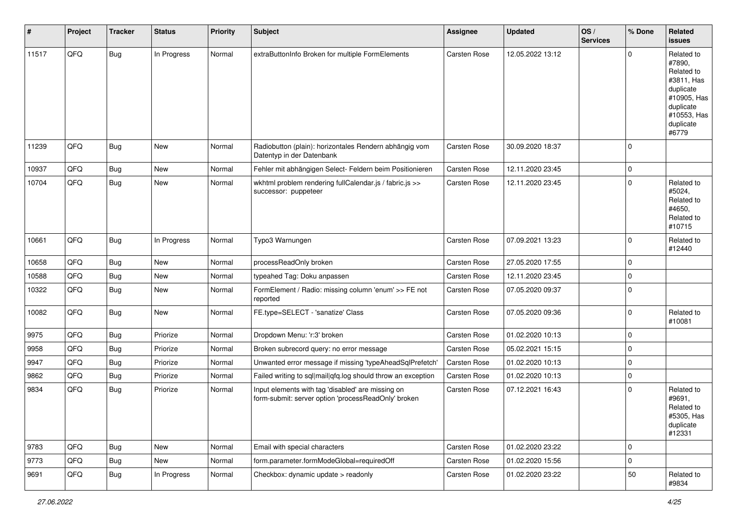| # | Project | Tracker | Status | Priority | Subject | Assignee | Updated | OS / Services | % Done | Related issues |
|---|---|---|---|---|---|---|---|---|---|---|
| 11517 | QFQ | Bug | In Progress | Normal | extraButtonInfo Broken for multiple FormElements | Carsten Rose | 12.05.2022 13:12 | | 0 | Related to #7890, Related to #3811, Has duplicate #10905, Has duplicate #10553, Has duplicate #6779 |
| 11239 | QFQ | Bug | New | Normal | Radiobutton (plain): horizontales Rendern abhängig vom Datentyp in der Datenbank | Carsten Rose | 30.09.2020 18:37 | | 0 | |
| 10937 | QFQ | Bug | New | Normal | Fehler mit abhängigen Select- Feldern beim Positionieren | Carsten Rose | 12.11.2020 23:45 | | 0 | |
| 10704 | QFQ | Bug | New | Normal | wkhtml problem rendering fullCalendar.js / fabric.js >> successor: puppeteer | Carsten Rose | 12.11.2020 23:45 | | 0 | Related to #5024, Related to #4650, Related to #10715 |
| 10661 | QFQ | Bug | In Progress | Normal | Typo3 Warnungen | Carsten Rose | 07.09.2021 13:23 | | 0 | Related to #12440 |
| 10658 | QFQ | Bug | New | Normal | processReadOnly broken | Carsten Rose | 27.05.2020 17:55 | | 0 | |
| 10588 | QFQ | Bug | New | Normal | typeahed Tag: Doku anpassen | Carsten Rose | 12.11.2020 23:45 | | 0 | |
| 10322 | QFQ | Bug | New | Normal | FormElement / Radio: missing column 'enum' >> FE not reported | Carsten Rose | 07.05.2020 09:37 | | 0 | |
| 10082 | QFQ | Bug | New | Normal | FE.type=SELECT - 'sanatize' Class | Carsten Rose | 07.05.2020 09:36 | | 0 | Related to #10081 |
| 9975 | QFQ | Bug | Priorize | Normal | Dropdown Menu: 'r:3' broken | Carsten Rose | 01.02.2020 10:13 | | 0 | |
| 9958 | QFQ | Bug | Priorize | Normal | Broken subrecord query: no error message | Carsten Rose | 05.02.2021 15:15 | | 0 | |
| 9947 | QFQ | Bug | Priorize | Normal | Unwanted error message if missing 'typeAheadSqlPrefetch' | Carsten Rose | 01.02.2020 10:13 | | 0 | |
| 9862 | QFQ | Bug | Priorize | Normal | Failed writing to sql\|mail\|qfq.log should throw an exception | Carsten Rose | 01.02.2020 10:13 | | 0 | |
| 9834 | QFQ | Bug | Priorize | Normal | Input elements with tag 'disabled' are missing on form-submit: server option 'processReadOnly' broken | Carsten Rose | 07.12.2021 16:43 | | 0 | Related to #9691, Related to #5305, Has duplicate #12331 |
| 9783 | QFQ | Bug | New | Normal | Email with special characters | Carsten Rose | 01.02.2020 23:22 | | 0 | |
| 9773 | QFQ | Bug | New | Normal | form.parameter.formModeGlobal=requiredOff | Carsten Rose | 01.02.2020 15:56 | | 0 | |
| 9691 | QFQ | Bug | In Progress | Normal | Checkbox: dynamic update > readonly | Carsten Rose | 01.02.2020 23:22 | | 50 | Related to #9834 |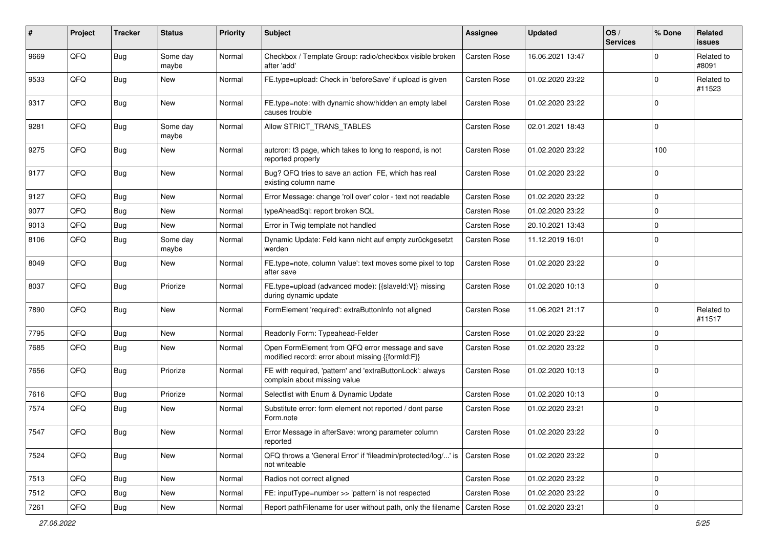| # | Project | Tracker | Status | Priority | Subject | Assignee | Updated | OS / Services | % Done | Related issues |
|---|---|---|---|---|---|---|---|---|---|---|
| 9669 | QFQ | Bug | Some day maybe | Normal | Checkbox / Template Group: radio/checkbox visible broken after 'add' | Carsten Rose | 16.06.2021 13:47 | | 0 | Related to #8091 |
| 9533 | QFQ | Bug | New | Normal | FE.type=upload: Check in 'beforeSave' if upload is given | Carsten Rose | 01.02.2020 23:22 | | 0 | Related to #11523 |
| 9317 | QFQ | Bug | New | Normal | FE.type=note: with dynamic show/hidden an empty label causes trouble | Carsten Rose | 01.02.2020 23:22 | | 0 | |
| 9281 | QFQ | Bug | Some day maybe | Normal | Allow STRICT_TRANS_TABLES | Carsten Rose | 02.01.2021 18:43 | | 0 | |
| 9275 | QFQ | Bug | New | Normal | autcron: t3 page, which takes to long to respond, is not reported properly | Carsten Rose | 01.02.2020 23:22 | | 100 | |
| 9177 | QFQ | Bug | New | Normal | Bug? QFQ tries to save an action FE, which has real existing column name | Carsten Rose | 01.02.2020 23:22 | | 0 | |
| 9127 | QFQ | Bug | New | Normal | Error Message: change 'roll over' color - text not readable | Carsten Rose | 01.02.2020 23:22 | | 0 | |
| 9077 | QFQ | Bug | New | Normal | typeAheadSql: report broken SQL | Carsten Rose | 01.02.2020 23:22 | | 0 | |
| 9013 | QFQ | Bug | New | Normal | Error in Twig template not handled | Carsten Rose | 20.10.2021 13:43 | | 0 | |
| 8106 | QFQ | Bug | Some day maybe | Normal | Dynamic Update: Feld kann nicht auf empty zurückgesetzt werden | Carsten Rose | 11.12.2019 16:01 | | 0 | |
| 8049 | QFQ | Bug | New | Normal | FE.type=note, column 'value': text moves some pixel to top after save | Carsten Rose | 01.02.2020 23:22 | | 0 | |
| 8037 | QFQ | Bug | Priorize | Normal | FE.type=upload (advanced mode): {{slaveId:V}} missing during dynamic update | Carsten Rose | 01.02.2020 10:13 | | 0 | |
| 7890 | QFQ | Bug | New | Normal | FormElement 'required': extraButtonInfo not aligned | Carsten Rose | 11.06.2021 21:17 | | 0 | Related to #11517 |
| 7795 | QFQ | Bug | New | Normal | Readonly Form: Typeahead-Felder | Carsten Rose | 01.02.2020 23:22 | | 0 | |
| 7685 | QFQ | Bug | New | Normal | Open FormElement from QFQ error message and save modified record: error about missing {{formId:F}} | Carsten Rose | 01.02.2020 23:22 | | 0 | |
| 7656 | QFQ | Bug | Priorize | Normal | FE with required, 'pattern' and 'extraButtonLock': always complain about missing value | Carsten Rose | 01.02.2020 10:13 | | 0 | |
| 7616 | QFQ | Bug | Priorize | Normal | Selectlist with Enum & Dynamic Update | Carsten Rose | 01.02.2020 10:13 | | 0 | |
| 7574 | QFQ | Bug | New | Normal | Substitute error: form element not reported / dont parse Form.note | Carsten Rose | 01.02.2020 23:21 | | 0 | |
| 7547 | QFQ | Bug | New | Normal | Error Message in afterSave: wrong parameter column reported | Carsten Rose | 01.02.2020 23:22 | | 0 | |
| 7524 | QFQ | Bug | New | Normal | QFQ throws a 'General Error' if 'fileadmin/protected/log/...' is not writeable | Carsten Rose | 01.02.2020 23:22 | | 0 | |
| 7513 | QFQ | Bug | New | Normal | Radios not correct aligned | Carsten Rose | 01.02.2020 23:22 | | 0 | |
| 7512 | QFQ | Bug | New | Normal | FE: inputType=number >> 'pattern' is not respected | Carsten Rose | 01.02.2020 23:22 | | 0 | |
| 7261 | QFQ | Bug | New | Normal | Report pathFilename for user without path, only the filename | Carsten Rose | 01.02.2020 23:21 | | 0 | |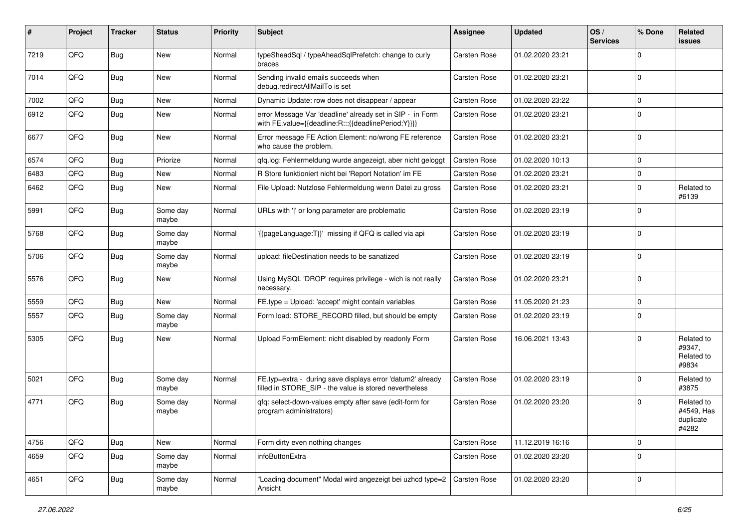| # | Project | Tracker | Status | Priority | Subject | Assignee | Updated | OS / Services | % Done | Related issues |
|---|---|---|---|---|---|---|---|---|---|---|
| 7219 | QFQ | Bug | New | Normal | typeSheadSql / typeAheadSqlPrefetch: change to curly braces | Carsten Rose | 01.02.2020 23:21 | | 0 | |
| 7014 | QFQ | Bug | New | Normal | Sending invalid emails succeeds when debug.redirectAllMailTo is set | Carsten Rose | 01.02.2020 23:21 | | 0 | |
| 7002 | QFQ | Bug | New | Normal | Dynamic Update: row does not disappear / appear | Carsten Rose | 01.02.2020 23:22 | | 0 | |
| 6912 | QFQ | Bug | New | Normal | error Message Var 'deadline' already set in SIP - in Form with FE.value={{deadline:R:::{{deadlinePeriod:Y}}}} | Carsten Rose | 01.02.2020 23:21 | | 0 | |
| 6677 | QFQ | Bug | New | Normal | Error message FE Action Element: no/wrong FE reference who cause the problem. | Carsten Rose | 01.02.2020 23:21 | | 0 | |
| 6574 | QFQ | Bug | Priorize | Normal | qfq.log: Fehlermeldung wurde angezeigt, aber nicht geloggt | Carsten Rose | 01.02.2020 10:13 | | 0 | |
| 6483 | QFQ | Bug | New | Normal | R Store funktioniert nicht bei 'Report Notation' im FE | Carsten Rose | 01.02.2020 23:21 | | 0 | |
| 6462 | QFQ | Bug | New | Normal | File Upload: Nutzlose Fehlermeldung wenn Datei zu gross | Carsten Rose | 01.02.2020 23:21 | | 0 | Related to #6139 |
| 5991 | QFQ | Bug | Some day maybe | Normal | URLs with '\|' or long parameter are problematic | Carsten Rose | 01.02.2020 23:19 | | 0 | |
| 5768 | QFQ | Bug | Some day maybe | Normal | '{{pageLanguage:T}}' missing if QFQ is called via api | Carsten Rose | 01.02.2020 23:19 | | 0 | |
| 5706 | QFQ | Bug | Some day maybe | Normal | upload: fileDestination needs to be sanatized | Carsten Rose | 01.02.2020 23:19 | | 0 | |
| 5576 | QFQ | Bug | New | Normal | Using MySQL 'DROP' requires privilege - wich is not really necessary. | Carsten Rose | 01.02.2020 23:21 | | 0 | |
| 5559 | QFQ | Bug | New | Normal | FE.type = Upload: 'accept' might contain variables | Carsten Rose | 11.05.2020 21:23 | | 0 | |
| 5557 | QFQ | Bug | Some day maybe | Normal | Form load: STORE_RECORD filled, but should be empty | Carsten Rose | 01.02.2020 23:19 | | 0 | |
| 5305 | QFQ | Bug | New | Normal | Upload FormElement: nicht disabled by readonly Form | Carsten Rose | 16.06.2021 13:43 | | 0 | Related to #9347, Related to #9834 |
| 5021 | QFQ | Bug | Some day maybe | Normal | FE.typ=extra - during save displays error 'datum2' already filled in STORE_SIP - the value is stored nevertheless | Carsten Rose | 01.02.2020 23:19 | | 0 | Related to #3875 |
| 4771 | QFQ | Bug | Some day maybe | Normal | qfq: select-down-values empty after save (edit-form for program administrators) | Carsten Rose | 01.02.2020 23:20 | | 0 | Related to #4549, Has duplicate #4282 |
| 4756 | QFQ | Bug | New | Normal | Form dirty even nothing changes | Carsten Rose | 11.12.2019 16:16 | | 0 | |
| 4659 | QFQ | Bug | Some day maybe | Normal | infoButtonExtra | Carsten Rose | 01.02.2020 23:20 | | 0 | |
| 4651 | QFQ | Bug | Some day maybe | Normal | "Loading document" Modal wird angezeigt bei uzhcd type=2 Ansicht | Carsten Rose | 01.02.2020 23:20 | | 0 | |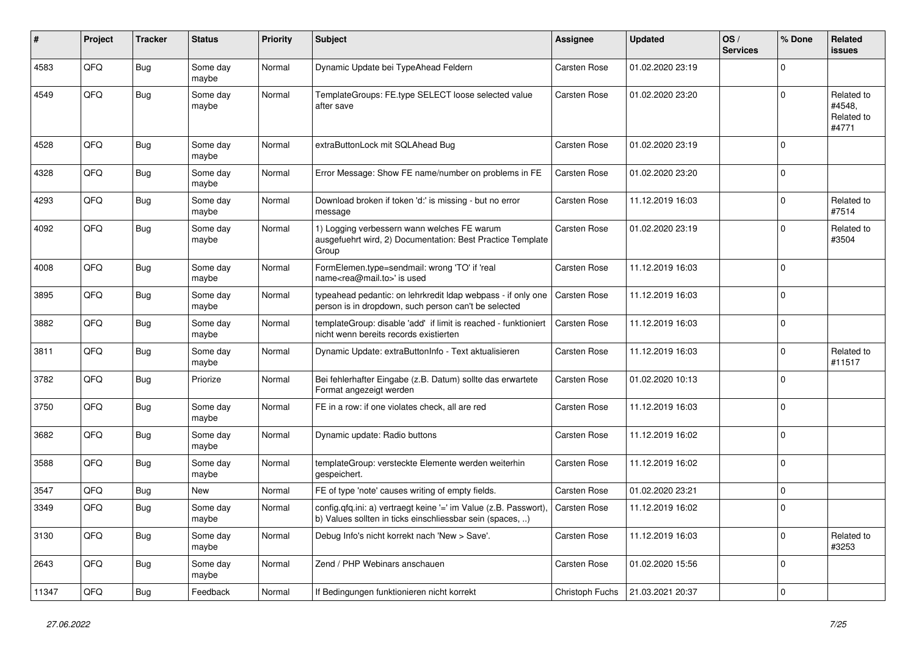| # | Project | Tracker | Status | Priority | Subject | Assignee | Updated | OS / Services | % Done | Related issues |
|---|---|---|---|---|---|---|---|---|---|---|
| 4583 | QFQ | Bug | Some day maybe | Normal | Dynamic Update bei TypeAhead Feldern | Carsten Rose | 01.02.2020 23:19 | | 0 | |
| 4549 | QFQ | Bug | Some day maybe | Normal | TemplateGroups: FE.type SELECT loose selected value after save | Carsten Rose | 01.02.2020 23:20 | | 0 | Related to #4548, Related to #4771 |
| 4528 | QFQ | Bug | Some day maybe | Normal | extraButtonLock mit SQLAhead Bug | Carsten Rose | 01.02.2020 23:19 | | 0 | |
| 4328 | QFQ | Bug | Some day maybe | Normal | Error Message: Show FE name/number on problems in FE | Carsten Rose | 01.02.2020 23:20 | | 0 | |
| 4293 | QFQ | Bug | Some day maybe | Normal | Download broken if token 'd:' is missing - but no error message | Carsten Rose | 11.12.2019 16:03 | | 0 | Related to #7514 |
| 4092 | QFQ | Bug | Some day maybe | Normal | 1) Logging verbessern wann welches FE warum ausgefuehrt wird, 2) Documentation: Best Practice Template Group | Carsten Rose | 01.02.2020 23:19 | | 0 | Related to #3504 |
| 4008 | QFQ | Bug | Some day maybe | Normal | FormElemen.type=sendmail: wrong 'TO' if 'real name<rea@mail.to>' is used | Carsten Rose | 11.12.2019 16:03 | | 0 | |
| 3895 | QFQ | Bug | Some day maybe | Normal | typeahead pedantic: on lehrkredit ldap webpass - if only one person is in dropdown, such person can't be selected | Carsten Rose | 11.12.2019 16:03 | | 0 | |
| 3882 | QFQ | Bug | Some day maybe | Normal | templateGroup: disable 'add' if limit is reached - funktioniert nicht wenn bereits records existierten | Carsten Rose | 11.12.2019 16:03 | | 0 | |
| 3811 | QFQ | Bug | Some day maybe | Normal | Dynamic Update: extraButtonInfo - Text aktualisieren | Carsten Rose | 11.12.2019 16:03 | | 0 | Related to #11517 |
| 3782 | QFQ | Bug | Priorize | Normal | Bei fehlerhafter Eingabe (z.B. Datum) sollte das erwartete Format angezeigt werden | Carsten Rose | 01.02.2020 10:13 | | 0 | |
| 3750 | QFQ | Bug | Some day maybe | Normal | FE in a row: if one violates check, all are red | Carsten Rose | 11.12.2019 16:03 | | 0 | |
| 3682 | QFQ | Bug | Some day maybe | Normal | Dynamic update: Radio buttons | Carsten Rose | 11.12.2019 16:02 | | 0 | |
| 3588 | QFQ | Bug | Some day maybe | Normal | templateGroup: versteckte Elemente werden weiterhin gespeichert. | Carsten Rose | 11.12.2019 16:02 | | 0 | |
| 3547 | QFQ | Bug | New | Normal | FE of type 'note' causes writing of empty fields. | Carsten Rose | 01.02.2020 23:21 | | 0 | |
| 3349 | QFQ | Bug | Some day maybe | Normal | config.qfq.ini: a) vertraegt keine '=' im Value (z.B. Passwort), b) Values sollten in ticks einschliessbar sein (spaces, ..) | Carsten Rose | 11.12.2019 16:02 | | 0 | |
| 3130 | QFQ | Bug | Some day maybe | Normal | Debug Info's nicht korrekt nach 'New > Save'. | Carsten Rose | 11.12.2019 16:03 | | 0 | Related to #3253 |
| 2643 | QFQ | Bug | Some day maybe | Normal | Zend / PHP Webinars anschauen | Carsten Rose | 01.02.2020 15:56 | | 0 | |
| 11347 | QFQ | Bug | Feedback | Normal | If Bedingungen funktionieren nicht korrekt | Christoph Fuchs | 21.03.2021 20:37 | | 0 | |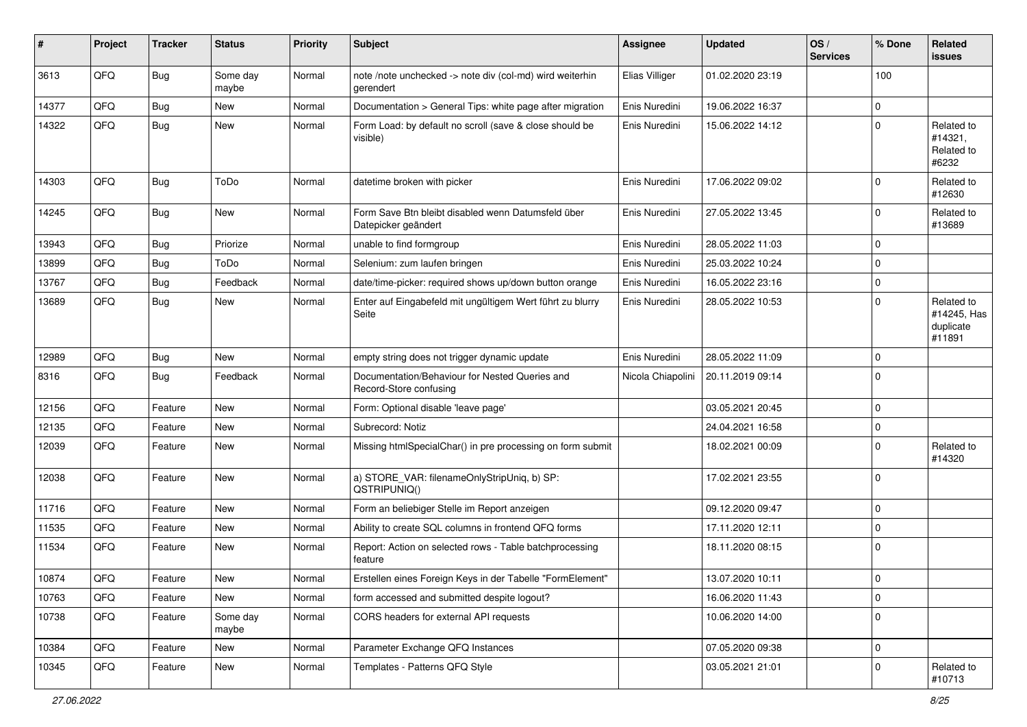| # | Project | Tracker | Status | Priority | Subject | Assignee | Updated | OS / Services | % Done | Related issues |
|---|---|---|---|---|---|---|---|---|---|---|
| 3613 | QFQ | Bug | Some day maybe | Normal | note /note unchecked -> note div (col-md) wird weiterhin gerendert | Elias Villiger | 01.02.2020 23:19 | | 100 | |
| 14377 | QFQ | Bug | New | Normal | Documentation > General Tips: white page after migration | Enis Nuredini | 19.06.2022 16:37 | | 0 | |
| 14322 | QFQ | Bug | New | Normal | Form Load: by default no scroll (save & close should be visible) | Enis Nuredini | 15.06.2022 14:12 | | 0 | Related to #14321, Related to #6232 |
| 14303 | QFQ | Bug | ToDo | Normal | datetime broken with picker | Enis Nuredini | 17.06.2022 09:02 | | 0 | Related to #12630 |
| 14245 | QFQ | Bug | New | Normal | Form Save Btn bleibt disabled wenn Datumsfeld über Datepicker geändert | Enis Nuredini | 27.05.2022 13:45 | | 0 | Related to #13689 |
| 13943 | QFQ | Bug | Priorize | Normal | unable to find formgroup | Enis Nuredini | 28.05.2022 11:03 | | 0 | |
| 13899 | QFQ | Bug | ToDo | Normal | Selenium: zum laufen bringen | Enis Nuredini | 25.03.2022 10:24 | | 0 | |
| 13767 | QFQ | Bug | Feedback | Normal | date/time-picker: required shows up/down button orange | Enis Nuredini | 16.05.2022 23:16 | | 0 | |
| 13689 | QFQ | Bug | New | Normal | Enter auf Eingabefeld mit ungültigem Wert führt zu blurry Seite | Enis Nuredini | 28.05.2022 10:53 | | 0 | Related to #14245, Has duplicate #11891 |
| 12989 | QFQ | Bug | New | Normal | empty string does not trigger dynamic update | Enis Nuredini | 28.05.2022 11:09 | | 0 | |
| 8316 | QFQ | Bug | Feedback | Normal | Documentation/Behaviour for Nested Queries and Record-Store confusing | Nicola Chiapolini | 20.11.2019 09:14 | | 0 | |
| 12156 | QFQ | Feature | New | Normal | Form: Optional disable 'leave page' | | 03.05.2021 20:45 | | 0 | |
| 12135 | QFQ | Feature | New | Normal | Subrecord: Notiz | | 24.04.2021 16:58 | | 0 | |
| 12039 | QFQ | Feature | New | Normal | Missing htmlSpecialChar() in pre processing on form submit | | 18.02.2021 00:09 | | 0 | Related to #14320 |
| 12038 | QFQ | Feature | New | Normal | a) STORE_VAR: filenameOnlyStripUniq, b) SP: QSTRIPUNIQ() | | 17.02.2021 23:55 | | 0 | |
| 11716 | QFQ | Feature | New | Normal | Form an beliebiger Stelle im Report anzeigen | | 09.12.2020 09:47 | | 0 | |
| 11535 | QFQ | Feature | New | Normal | Ability to create SQL columns in frontend QFQ forms | | 17.11.2020 12:11 | | 0 | |
| 11534 | QFQ | Feature | New | Normal | Report: Action on selected rows - Table batchprocessing feature | | 18.11.2020 08:15 | | 0 | |
| 10874 | QFQ | Feature | New | Normal | Erstellen eines Foreign Keys in der Tabelle "FormElement" | | 13.07.2020 10:11 | | 0 | |
| 10763 | QFQ | Feature | New | Normal | form accessed and submitted despite logout? | | 16.06.2020 11:43 | | 0 | |
| 10738 | QFQ | Feature | Some day maybe | Normal | CORS headers for external API requests | | 10.06.2020 14:00 | | 0 | |
| 10384 | QFQ | Feature | New | Normal | Parameter Exchange QFQ Instances | | 07.05.2020 09:38 | | 0 | |
| 10345 | QFQ | Feature | New | Normal | Templates - Patterns QFQ Style | | 03.05.2021 21:01 | | 0 | Related to #10713 |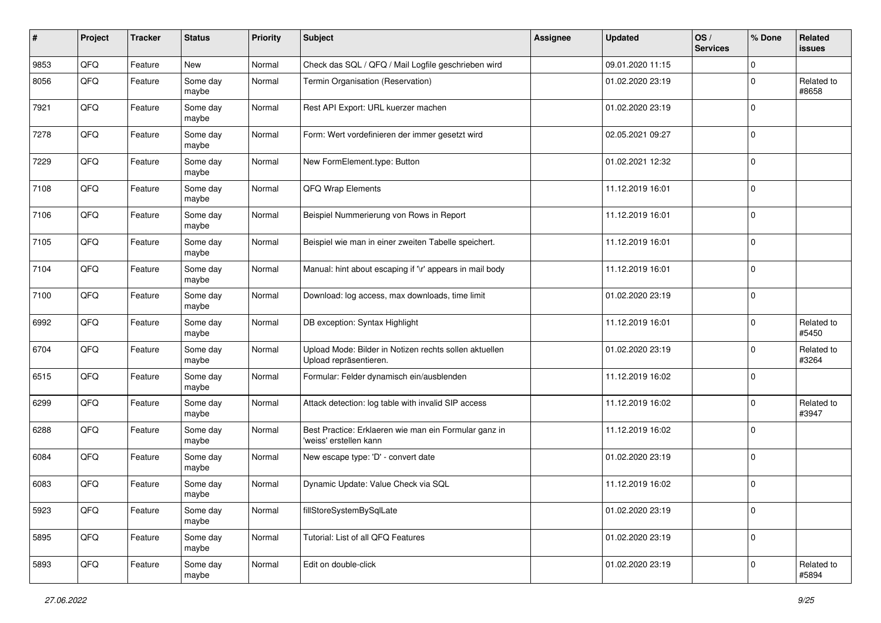| # | Project | Tracker | Status | Priority | Subject | Assignee | Updated | OS / Services | % Done | Related issues |
|---|---|---|---|---|---|---|---|---|---|---|
| 9853 | QFQ | Feature | New | Normal | Check das SQL / QFQ / Mail Logfile geschrieben wird | | 09.01.2020 11:15 | | 0 | |
| 8056 | QFQ | Feature | Some day maybe | Normal | Termin Organisation (Reservation) | | 01.02.2020 23:19 | | 0 | Related to #8658 |
| 7921 | QFQ | Feature | Some day maybe | Normal | Rest API Export: URL kuerzer machen | | 01.02.2020 23:19 | | 0 | |
| 7278 | QFQ | Feature | Some day maybe | Normal | Form: Wert vordefinieren der immer gesetzt wird | | 02.05.2021 09:27 | | 0 | |
| 7229 | QFQ | Feature | Some day maybe | Normal | New FormElement.type: Button | | 01.02.2021 12:32 | | 0 | |
| 7108 | QFQ | Feature | Some day maybe | Normal | QFQ Wrap Elements | | 11.12.2019 16:01 | | 0 | |
| 7106 | QFQ | Feature | Some day maybe | Normal | Beispiel Nummerierung von Rows in Report | | 11.12.2019 16:01 | | 0 | |
| 7105 | QFQ | Feature | Some day maybe | Normal | Beispiel wie man in einer zweiten Tabelle speichert. | | 11.12.2019 16:01 | | 0 | |
| 7104 | QFQ | Feature | Some day maybe | Normal | Manual: hint about escaping if '\r' appears in mail body | | 11.12.2019 16:01 | | 0 | |
| 7100 | QFQ | Feature | Some day maybe | Normal | Download: log access, max downloads, time limit | | 01.02.2020 23:19 | | 0 | |
| 6992 | QFQ | Feature | Some day maybe | Normal | DB exception: Syntax Highlight | | 11.12.2019 16:01 | | 0 | Related to #5450 |
| 6704 | QFQ | Feature | Some day maybe | Normal | Upload Mode: Bilder in Notizen rechts sollen aktuellen Upload repräsentieren. | | 01.02.2020 23:19 | | 0 | Related to #3264 |
| 6515 | QFQ | Feature | Some day maybe | Normal | Formular: Felder dynamisch ein/ausblenden | | 11.12.2019 16:02 | | 0 | |
| 6299 | QFQ | Feature | Some day maybe | Normal | Attack detection: log table with invalid SIP access | | 11.12.2019 16:02 | | 0 | Related to #3947 |
| 6288 | QFQ | Feature | Some day maybe | Normal | Best Practice: Erklaeren wie man ein Formular ganz in 'weiss' erstellen kann | | 11.12.2019 16:02 | | 0 | |
| 6084 | QFQ | Feature | Some day maybe | Normal | New escape type: 'D' - convert date | | 01.02.2020 23:19 | | 0 | |
| 6083 | QFQ | Feature | Some day maybe | Normal | Dynamic Update: Value Check via SQL | | 11.12.2019 16:02 | | 0 | |
| 5923 | QFQ | Feature | Some day maybe | Normal | fillStoreSystemBySqlLate | | 01.02.2020 23:19 | | 0 | |
| 5895 | QFQ | Feature | Some day maybe | Normal | Tutorial: List of all QFQ Features | | 01.02.2020 23:19 | | 0 | |
| 5893 | QFQ | Feature | Some day maybe | Normal | Edit on double-click | | 01.02.2020 23:19 | | 0 | Related to #5894 |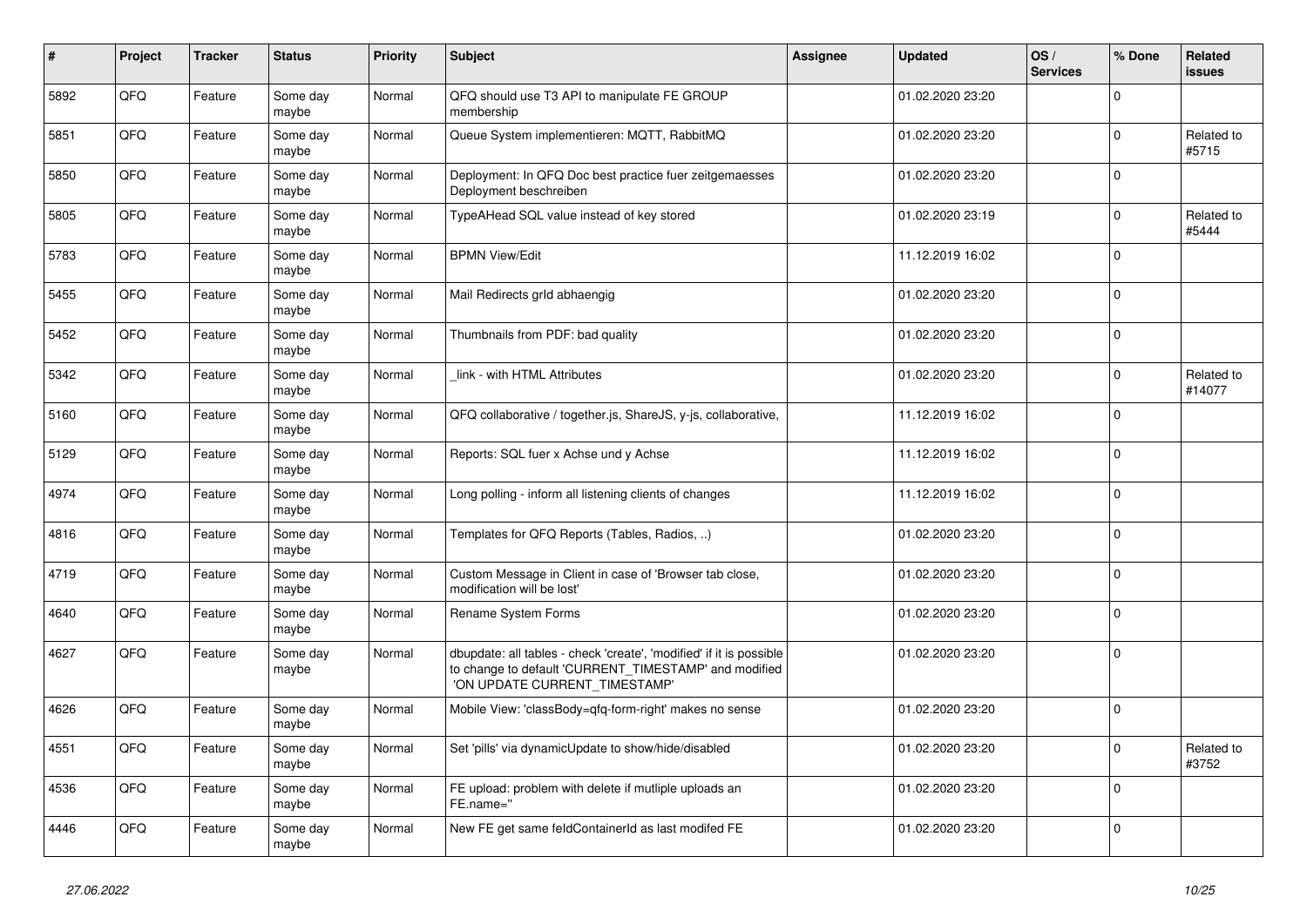| # | Project | Tracker | Status | Priority | Subject | Assignee | Updated | OS / Services | % Done | Related issues |
|---|---|---|---|---|---|---|---|---|---|---|
| 5892 | QFQ | Feature | Some day maybe | Normal | QFQ should use T3 API to manipulate FE GROUP membership | | 01.02.2020 23:20 | | 0 | |
| 5851 | QFQ | Feature | Some day maybe | Normal | Queue System implementieren: MQTT, RabbitMQ | | 01.02.2020 23:20 | | 0 | Related to #5715 |
| 5850 | QFQ | Feature | Some day maybe | Normal | Deployment: In QFQ Doc best practice fuer zeitgemaesses Deployment beschreiben | | 01.02.2020 23:20 | | 0 | |
| 5805 | QFQ | Feature | Some day maybe | Normal | TypeAHead SQL value instead of key stored | | 01.02.2020 23:19 | | 0 | Related to #5444 |
| 5783 | QFQ | Feature | Some day maybe | Normal | BPMN View/Edit | | 11.12.2019 16:02 | | 0 | |
| 5455 | QFQ | Feature | Some day maybe | Normal | Mail Redirects grId abhaengig | | 01.02.2020 23:20 | | 0 | |
| 5452 | QFQ | Feature | Some day maybe | Normal | Thumbnails from PDF: bad quality | | 01.02.2020 23:20 | | 0 | |
| 5342 | QFQ | Feature | Some day maybe | Normal | _link - with HTML Attributes | | 01.02.2020 23:20 | | 0 | Related to #14077 |
| 5160 | QFQ | Feature | Some day maybe | Normal | QFQ collaborative / together.js, ShareJS, y-js, collaborative, | | 11.12.2019 16:02 | | 0 | |
| 5129 | QFQ | Feature | Some day maybe | Normal | Reports: SQL fuer x Achse und y Achse | | 11.12.2019 16:02 | | 0 | |
| 4974 | QFQ | Feature | Some day maybe | Normal | Long polling - inform all listening clients of changes | | 11.12.2019 16:02 | | 0 | |
| 4816 | QFQ | Feature | Some day maybe | Normal | Templates for QFQ Reports (Tables, Radios, ..) | | 01.02.2020 23:20 | | 0 | |
| 4719 | QFQ | Feature | Some day maybe | Normal | Custom Message in Client in case of 'Browser tab close, modification will be lost' | | 01.02.2020 23:20 | | 0 | |
| 4640 | QFQ | Feature | Some day maybe | Normal | Rename System Forms | | 01.02.2020 23:20 | | 0 | |
| 4627 | QFQ | Feature | Some day maybe | Normal | dbupdate: all tables - check 'create', 'modified' if it is possible to change to default 'CURRENT_TIMESTAMP' and modified 'ON UPDATE CURRENT_TIMESTAMP' | | 01.02.2020 23:20 | | 0 | |
| 4626 | QFQ | Feature | Some day maybe | Normal | Mobile View: 'classBody=qfq-form-right' makes no sense | | 01.02.2020 23:20 | | 0 | |
| 4551 | QFQ | Feature | Some day maybe | Normal | Set 'pills' via dynamicUpdate to show/hide/disabled | | 01.02.2020 23:20 | | 0 | Related to #3752 |
| 4536 | QFQ | Feature | Some day maybe | Normal | FE upload: problem with delete if mutliple uploads an FE.name='' | | 01.02.2020 23:20 | | 0 | |
| 4446 | QFQ | Feature | Some day maybe | Normal | New FE get same feldContainerId as last modifed FE | | 01.02.2020 23:20 | | 0 | |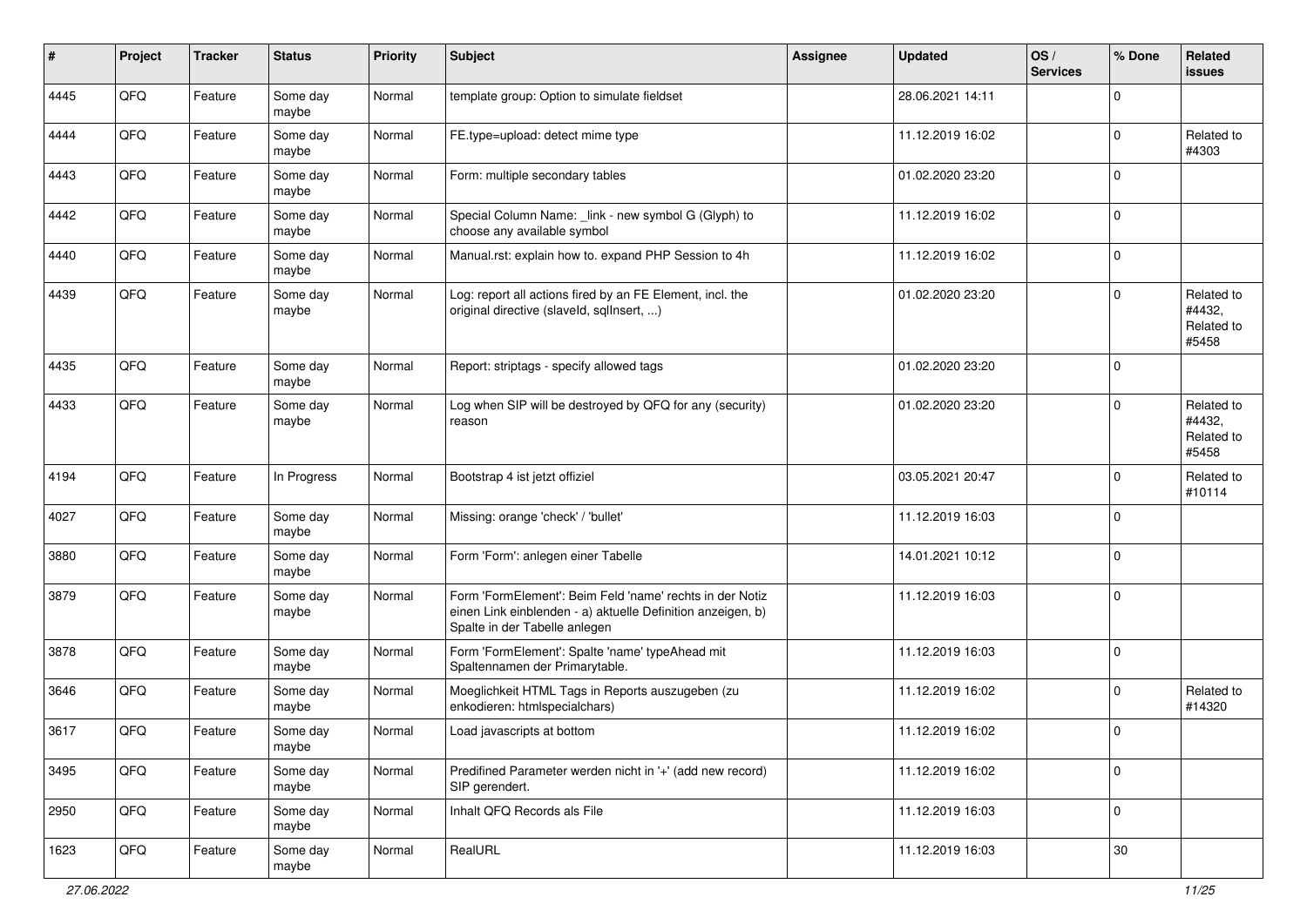| # | Project | Tracker | Status | Priority | Subject | Assignee | Updated | OS / Services | % Done | Related issues |
|---|---|---|---|---|---|---|---|---|---|---|
| 4445 | QFQ | Feature | Some day maybe | Normal | template group: Option to simulate fieldset | | 28.06.2021 14:11 | | 0 | |
| 4444 | QFQ | Feature | Some day maybe | Normal | FE.type=upload: detect mime type | | 11.12.2019 16:02 | | 0 | Related to #4303 |
| 4443 | QFQ | Feature | Some day maybe | Normal | Form: multiple secondary tables | | 01.02.2020 23:20 | | 0 | |
| 4442 | QFQ | Feature | Some day maybe | Normal | Special Column Name: _link - new symbol G (Glyph) to choose any available symbol | | 11.12.2019 16:02 | | 0 | |
| 4440 | QFQ | Feature | Some day maybe | Normal | Manual.rst: explain how to. expand PHP Session to 4h | | 11.12.2019 16:02 | | 0 | |
| 4439 | QFQ | Feature | Some day maybe | Normal | Log: report all actions fired by an FE Element, incl. the original directive (slaveId, sqlInsert, ...) | | 01.02.2020 23:20 | | 0 | Related to #4432, Related to #5458 |
| 4435 | QFQ | Feature | Some day maybe | Normal | Report: striptags - specify allowed tags | | 01.02.2020 23:20 | | 0 | |
| 4433 | QFQ | Feature | Some day maybe | Normal | Log when SIP will be destroyed by QFQ for any (security) reason | | 01.02.2020 23:20 | | 0 | Related to #4432, Related to #5458 |
| 4194 | QFQ | Feature | In Progress | Normal | Bootstrap 4 ist jetzt offiziel | | 03.05.2021 20:47 | | 0 | Related to #10114 |
| 4027 | QFQ | Feature | Some day maybe | Normal | Missing: orange 'check' / 'bullet' | | 11.12.2019 16:03 | | 0 | |
| 3880 | QFQ | Feature | Some day maybe | Normal | Form 'Form': anlegen einer Tabelle | | 14.01.2021 10:12 | | 0 | |
| 3879 | QFQ | Feature | Some day maybe | Normal | Form 'FormElement': Beim Feld 'name' rechts in der Notiz einen Link einblenden - a) aktuelle Definition anzeigen, b) Spalte in der Tabelle anlegen | | 11.12.2019 16:03 | | 0 | |
| 3878 | QFQ | Feature | Some day maybe | Normal | Form 'FormElement': Spalte 'name' typeAhead mit Spaltennamen der Primarytable. | | 11.12.2019 16:03 | | 0 | |
| 3646 | QFQ | Feature | Some day maybe | Normal | Moeglichkeit HTML Tags in Reports auszugeben (zu enkodieren: htmlspecialchars) | | 11.12.2019 16:02 | | 0 | Related to #14320 |
| 3617 | QFQ | Feature | Some day maybe | Normal | Load javascripts at bottom | | 11.12.2019 16:02 | | 0 | |
| 3495 | QFQ | Feature | Some day maybe | Normal | Predifined Parameter werden nicht in '+' (add new record) SIP gerendert. | | 11.12.2019 16:02 | | 0 | |
| 2950 | QFQ | Feature | Some day maybe | Normal | Inhalt QFQ Records als File | | 11.12.2019 16:03 | | 0 | |
| 1623 | QFQ | Feature | Some day maybe | Normal | RealURL | | 11.12.2019 16:03 | | 30 | |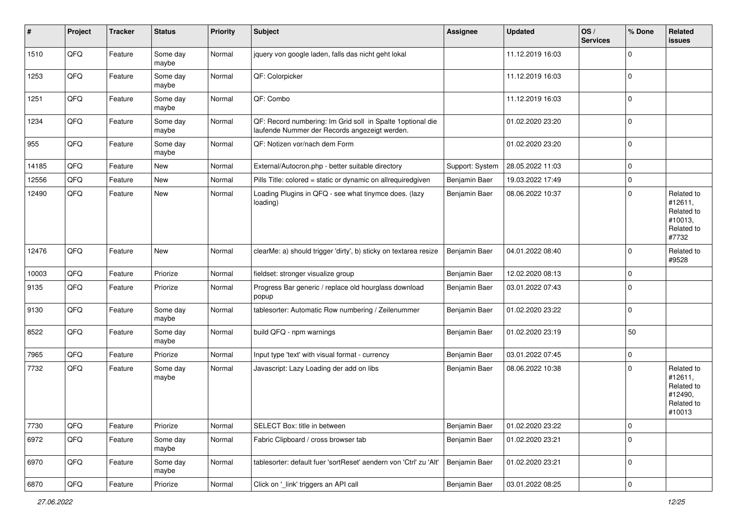| # | Project | Tracker | Status | Priority | Subject | Assignee | Updated | OS / Services | % Done | Related issues |
|---|---|---|---|---|---|---|---|---|---|---|
| 1510 | QFQ | Feature | Some day maybe | Normal | jquery von google laden, falls das nicht geht lokal | | 11.12.2019 16:03 | | 0 | |
| 1253 | QFQ | Feature | Some day maybe | Normal | QF: Colorpicker | | 11.12.2019 16:03 | | 0 | |
| 1251 | QFQ | Feature | Some day maybe | Normal | QF: Combo | | 11.12.2019 16:03 | | 0 | |
| 1234 | QFQ | Feature | Some day maybe | Normal | QF: Record numbering: Im Grid soll in Spalte 1optional die laufende Nummer der Records angezeigt werden. | | 01.02.2020 23:20 | | 0 | |
| 955 | QFQ | Feature | Some day maybe | Normal | QF: Notizen vor/nach dem Form | | 01.02.2020 23:20 | | 0 | |
| 14185 | QFQ | Feature | New | Normal | External/Autocron.php - better suitable directory | Support: System | 28.05.2022 11:03 | | 0 | |
| 12556 | QFQ | Feature | New | Normal | Pills Title: colored = static or dynamic on allrequiredgiven | Benjamin Baer | 19.03.2022 17:49 | | 0 | |
| 12490 | QFQ | Feature | New | Normal | Loading Plugins in QFQ - see what tinymce does. (lazy loading) | Benjamin Baer | 08.06.2022 10:37 | | 0 | Related to #12611, Related to #10013, Related to #7732 |
| 12476 | QFQ | Feature | New | Normal | clearMe: a) should trigger 'dirty', b) sticky on textarea resize | Benjamin Baer | 04.01.2022 08:40 | | 0 | Related to #9528 |
| 10003 | QFQ | Feature | Priorize | Normal | fieldset: stronger visualize group | Benjamin Baer | 12.02.2020 08:13 | | 0 | |
| 9135 | QFQ | Feature | Priorize | Normal | Progress Bar generic / replace old hourglass download popup | Benjamin Baer | 03.01.2022 07:43 | | 0 | |
| 9130 | QFQ | Feature | Some day maybe | Normal | tablesorter: Automatic Row numbering / Zeilenummer | Benjamin Baer | 01.02.2020 23:22 | | 0 | |
| 8522 | QFQ | Feature | Some day maybe | Normal | build QFQ - npm warnings | Benjamin Baer | 01.02.2020 23:19 | | 50 | |
| 7965 | QFQ | Feature | Priorize | Normal | Input type 'text' with visual format - currency | Benjamin Baer | 03.01.2022 07:45 | | 0 | |
| 7732 | QFQ | Feature | Some day maybe | Normal | Javascript: Lazy Loading der add on libs | Benjamin Baer | 08.06.2022 10:38 | | 0 | Related to #12611, Related to #12490, Related to #10013 |
| 7730 | QFQ | Feature | Priorize | Normal | SELECT Box: title in between | Benjamin Baer | 01.02.2020 23:22 | | 0 | |
| 6972 | QFQ | Feature | Some day maybe | Normal | Fabric Clipboard / cross browser tab | Benjamin Baer | 01.02.2020 23:21 | | 0 | |
| 6970 | QFQ | Feature | Some day maybe | Normal | tablesorter: default fuer 'sortReset' aendern von 'Ctrl' zu 'Alt' | Benjamin Baer | 01.02.2020 23:21 | | 0 | |
| 6870 | QFQ | Feature | Priorize | Normal | Click on '_link' triggers an API call | Benjamin Baer | 03.01.2022 08:25 | | 0 | |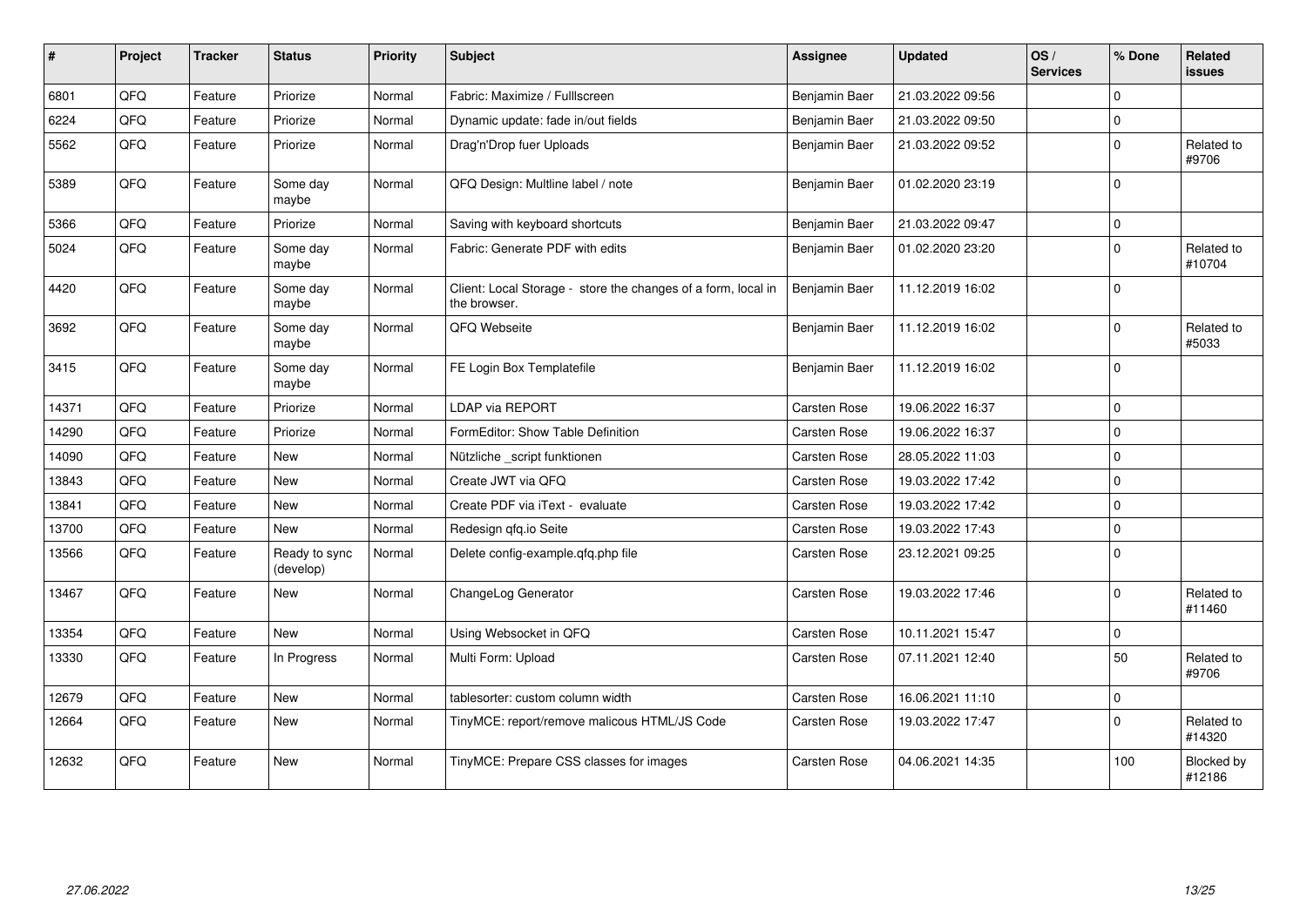| # | Project | Tracker | Status | Priority | Subject | Assignee | Updated | OS / Services | % Done | Related issues |
|---|---|---|---|---|---|---|---|---|---|---|
| 6801 | QFQ | Feature | Priorize | Normal | Fabric: Maximize / Fulllscreen | Benjamin Baer | 21.03.2022 09:56 | | 0 | |
| 6224 | QFQ | Feature | Priorize | Normal | Dynamic update: fade in/out fields | Benjamin Baer | 21.03.2022 09:50 | | 0 | |
| 5562 | QFQ | Feature | Priorize | Normal | Drag'n'Drop fuer Uploads | Benjamin Baer | 21.03.2022 09:52 | | 0 | Related to #9706 |
| 5389 | QFQ | Feature | Some day maybe | Normal | QFQ Design: Multline label / note | Benjamin Baer | 01.02.2020 23:19 | | 0 | |
| 5366 | QFQ | Feature | Priorize | Normal | Saving with keyboard shortcuts | Benjamin Baer | 21.03.2022 09:47 | | 0 | |
| 5024 | QFQ | Feature | Some day maybe | Normal | Fabric: Generate PDF with edits | Benjamin Baer | 01.02.2020 23:20 | | 0 | Related to #10704 |
| 4420 | QFQ | Feature | Some day maybe | Normal | Client: Local Storage - store the changes of a form, local in the browser. | Benjamin Baer | 11.12.2019 16:02 | | 0 | |
| 3692 | QFQ | Feature | Some day maybe | Normal | QFQ Webseite | Benjamin Baer | 11.12.2019 16:02 | | 0 | Related to #5033 |
| 3415 | QFQ | Feature | Some day maybe | Normal | FE Login Box Templatefile | Benjamin Baer | 11.12.2019 16:02 | | 0 | |
| 14371 | QFQ | Feature | Priorize | Normal | LDAP via REPORT | Carsten Rose | 19.06.2022 16:37 | | 0 | |
| 14290 | QFQ | Feature | Priorize | Normal | FormEditor: Show Table Definition | Carsten Rose | 19.06.2022 16:37 | | 0 | |
| 14090 | QFQ | Feature | New | Normal | Nützliche _script funktionen | Carsten Rose | 28.05.2022 11:03 | | 0 | |
| 13843 | QFQ | Feature | New | Normal | Create JWT via QFQ | Carsten Rose | 19.03.2022 17:42 | | 0 | |
| 13841 | QFQ | Feature | New | Normal | Create PDF via iText - evaluate | Carsten Rose | 19.03.2022 17:42 | | 0 | |
| 13700 | QFQ | Feature | New | Normal | Redesign qfq.io Seite | Carsten Rose | 19.03.2022 17:43 | | 0 | |
| 13566 | QFQ | Feature | Ready to sync (develop) | Normal | Delete config-example.qfq.php file | Carsten Rose | 23.12.2021 09:25 | | 0 | |
| 13467 | QFQ | Feature | New | Normal | ChangeLog Generator | Carsten Rose | 19.03.2022 17:46 | | 0 | Related to #11460 |
| 13354 | QFQ | Feature | New | Normal | Using Websocket in QFQ | Carsten Rose | 10.11.2021 15:47 | | 0 | |
| 13330 | QFQ | Feature | In Progress | Normal | Multi Form: Upload | Carsten Rose | 07.11.2021 12:40 | | 50 | Related to #9706 |
| 12679 | QFQ | Feature | New | Normal | tablesorter: custom column width | Carsten Rose | 16.06.2021 11:10 | | 0 | |
| 12664 | QFQ | Feature | New | Normal | TinyMCE: report/remove malicous HTML/JS Code | Carsten Rose | 19.03.2022 17:47 | | 0 | Related to #14320 |
| 12632 | QFQ | Feature | New | Normal | TinyMCE: Prepare CSS classes for images | Carsten Rose | 04.06.2021 14:35 | | 100 | Blocked by #12186 |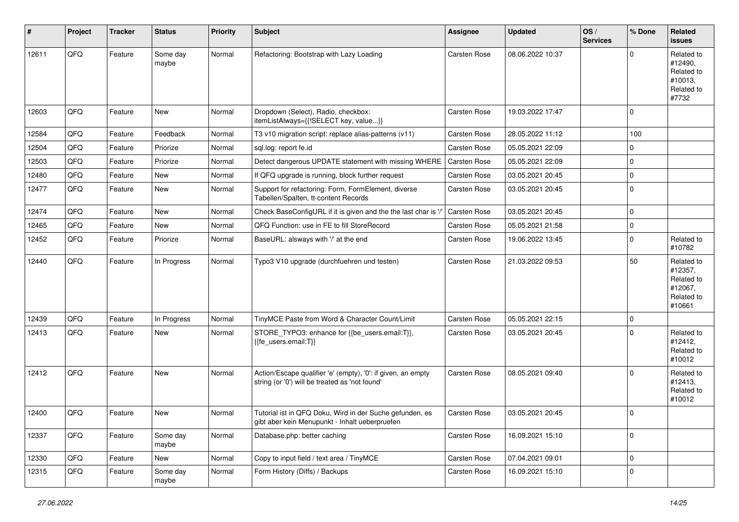| # | Project | Tracker | Status | Priority | Subject | Assignee | Updated | OS / Services | % Done | Related issues |
|---|---|---|---|---|---|---|---|---|---|---|
| 12611 | QFQ | Feature | Some day maybe | Normal | Refactoring: Bootstrap with Lazy Loading | Carsten Rose | 08.06.2022 10:37 | | 0 | Related to #12490, Related to #10013, Related to #7732 |
| 12603 | QFQ | Feature | New | Normal | Dropdown (Select), Radio, checkbox: itemListAlways={{!SELECT key, value...}} | Carsten Rose | 19.03.2022 17:47 | | 0 | |
| 12584 | QFQ | Feature | Feedback | Normal | T3 v10 migration script: replace alias-patterns (v11) | Carsten Rose | 28.05.2022 11:12 | | 100 | |
| 12504 | QFQ | Feature | Priorize | Normal | sql.log: report fe.id | Carsten Rose | 05.05.2021 22:09 | | 0 | |
| 12503 | QFQ | Feature | Priorize | Normal | Detect dangerous UPDATE statement with missing WHERE | Carsten Rose | 05.05.2021 22:09 | | 0 | |
| 12480 | QFQ | Feature | New | Normal | If QFQ upgrade is running, block further request | Carsten Rose | 03.05.2021 20:45 | | 0 | |
| 12477 | QFQ | Feature | New | Normal | Support for refactoring: Form, FormElement, diverse Tabellen/Spalten, tt-content Records | Carsten Rose | 03.05.2021 20:45 | | 0 | |
| 12474 | QFQ | Feature | New | Normal | Check BaseConfigURL if it is given and the the last char is '/' | Carsten Rose | 03.05.2021 20:45 | | 0 | |
| 12465 | QFQ | Feature | New | Normal | QFQ Function: use in FE to fill StoreRecord | Carsten Rose | 05.05.2021 21:58 | | 0 | |
| 12452 | QFQ | Feature | Priorize | Normal | BaseURL: alsways with '/' at the end | Carsten Rose | 19.06.2022 13:45 | | 0 | Related to #10782 |
| 12440 | QFQ | Feature | In Progress | Normal | Typo3 V10 upgrade (durchfuehren und testen) | Carsten Rose | 21.03.2022 09:53 | | 50 | Related to #12357, Related to #12067, Related to #10661 |
| 12439 | QFQ | Feature | In Progress | Normal | TinyMCE Paste from Word & Character Count/Limit | Carsten Rose | 05.05.2021 22:15 | | 0 | |
| 12413 | QFQ | Feature | New | Normal | STORE_TYPO3: enhance for {{be_users.email:T}}, {{fe_users.email:T}} | Carsten Rose | 03.05.2021 20:45 | | 0 | Related to #12412, Related to #10012 |
| 12412 | QFQ | Feature | New | Normal | Action/Escape qualifier 'e' (empty), '0': if given, an empty string (or '0') will be treated as 'not found' | Carsten Rose | 08.05.2021 09:40 | | 0 | Related to #12413, Related to #10012 |
| 12400 | QFQ | Feature | New | Normal | Tutorial ist in QFQ Doku, Wird in der Suche gefunden, es gibt aber kein Menupunkt - Inhalt ueberpruefen | Carsten Rose | 03.05.2021 20:45 | | 0 | |
| 12337 | QFQ | Feature | Some day maybe | Normal | Database.php: better caching | Carsten Rose | 16.09.2021 15:10 | | 0 | |
| 12330 | QFQ | Feature | New | Normal | Copy to input field / text area / TinyMCE | Carsten Rose | 07.04.2021 09:01 | | 0 | |
| 12315 | QFQ | Feature | Some day maybe | Normal | Form History (Diffs) / Backups | Carsten Rose | 16.09.2021 15:10 | | 0 | |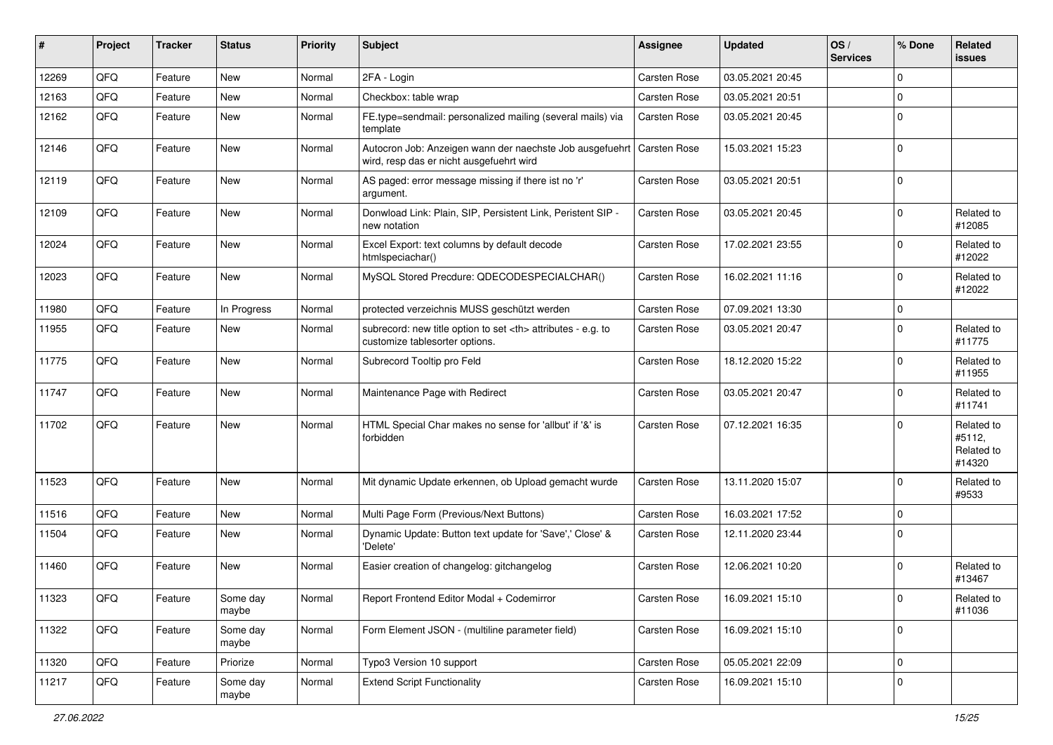| # | Project | Tracker | Status | Priority | Subject | Assignee | Updated | OS / Services | % Done | Related issues |
|---|---|---|---|---|---|---|---|---|---|---|
| 12269 | QFQ | Feature | New | Normal | 2FA - Login | Carsten Rose | 03.05.2021 20:45 | | 0 | |
| 12163 | QFQ | Feature | New | Normal | Checkbox: table wrap | Carsten Rose | 03.05.2021 20:51 | | 0 | |
| 12162 | QFQ | Feature | New | Normal | FE.type=sendmail: personalized mailing (several mails) via template | Carsten Rose | 03.05.2021 20:45 | | 0 | |
| 12146 | QFQ | Feature | New | Normal | Autocron Job: Anzeigen wann der naechste Job ausgefuehrt wird, resp das er nicht ausgefuehrt wird | Carsten Rose | 15.03.2021 15:23 | | 0 | |
| 12119 | QFQ | Feature | New | Normal | AS paged: error message missing if there ist no 'r' argument. | Carsten Rose | 03.05.2021 20:51 | | 0 | |
| 12109 | QFQ | Feature | New | Normal | Donwload Link: Plain, SIP, Persistent Link, Peristent SIP - new notation | Carsten Rose | 03.05.2021 20:45 | | 0 | Related to #12085 |
| 12024 | QFQ | Feature | New | Normal | Excel Export: text columns by default decode htmlspeciachar() | Carsten Rose | 17.02.2021 23:55 | | 0 | Related to #12022 |
| 12023 | QFQ | Feature | New | Normal | MySQL Stored Precdure: QDECODESPECIALCHAR() | Carsten Rose | 16.02.2021 11:16 | | 0 | Related to #12022 |
| 11980 | QFQ | Feature | In Progress | Normal | protected verzeichnis MUSS geschützt werden | Carsten Rose | 07.09.2021 13:30 | | 0 | |
| 11955 | QFQ | Feature | New | Normal | subrecord: new title option to set <th> attributes - e.g. to customize tablesorter options. | Carsten Rose | 03.05.2021 20:47 | | 0 | Related to #11775 |
| 11775 | QFQ | Feature | New | Normal | Subrecord Tooltip pro Feld | Carsten Rose | 18.12.2020 15:22 | | 0 | Related to #11955 |
| 11747 | QFQ | Feature | New | Normal | Maintenance Page with Redirect | Carsten Rose | 03.05.2021 20:47 | | 0 | Related to #11741 |
| 11702 | QFQ | Feature | New | Normal | HTML Special Char makes no sense for 'allbut' if '&' is forbidden | Carsten Rose | 07.12.2021 16:35 | | 0 | Related to #5112, Related to #14320 |
| 11523 | QFQ | Feature | New | Normal | Mit dynamic Update erkennen, ob Upload gemacht wurde | Carsten Rose | 13.11.2020 15:07 | | 0 | Related to #9533 |
| 11516 | QFQ | Feature | New | Normal | Multi Page Form (Previous/Next Buttons) | Carsten Rose | 16.03.2021 17:52 | | 0 | |
| 11504 | QFQ | Feature | New | Normal | Dynamic Update: Button text update for 'Save',' Close' & 'Delete' | Carsten Rose | 12.11.2020 23:44 | | 0 | |
| 11460 | QFQ | Feature | New | Normal | Easier creation of changelog: gitchangelog | Carsten Rose | 12.06.2021 10:20 | | 0 | Related to #13467 |
| 11323 | QFQ | Feature | Some day maybe | Normal | Report Frontend Editor Modal + Codemirror | Carsten Rose | 16.09.2021 15:10 | | 0 | Related to #11036 |
| 11322 | QFQ | Feature | Some day maybe | Normal | Form Element JSON - (multiline parameter field) | Carsten Rose | 16.09.2021 15:10 | | 0 | |
| 11320 | QFQ | Feature | Priorize | Normal | Typo3 Version 10 support | Carsten Rose | 05.05.2021 22:09 | | 0 | |
| 11217 | QFQ | Feature | Some day maybe | Normal | Extend Script Functionality | Carsten Rose | 16.09.2021 15:10 | | 0 | |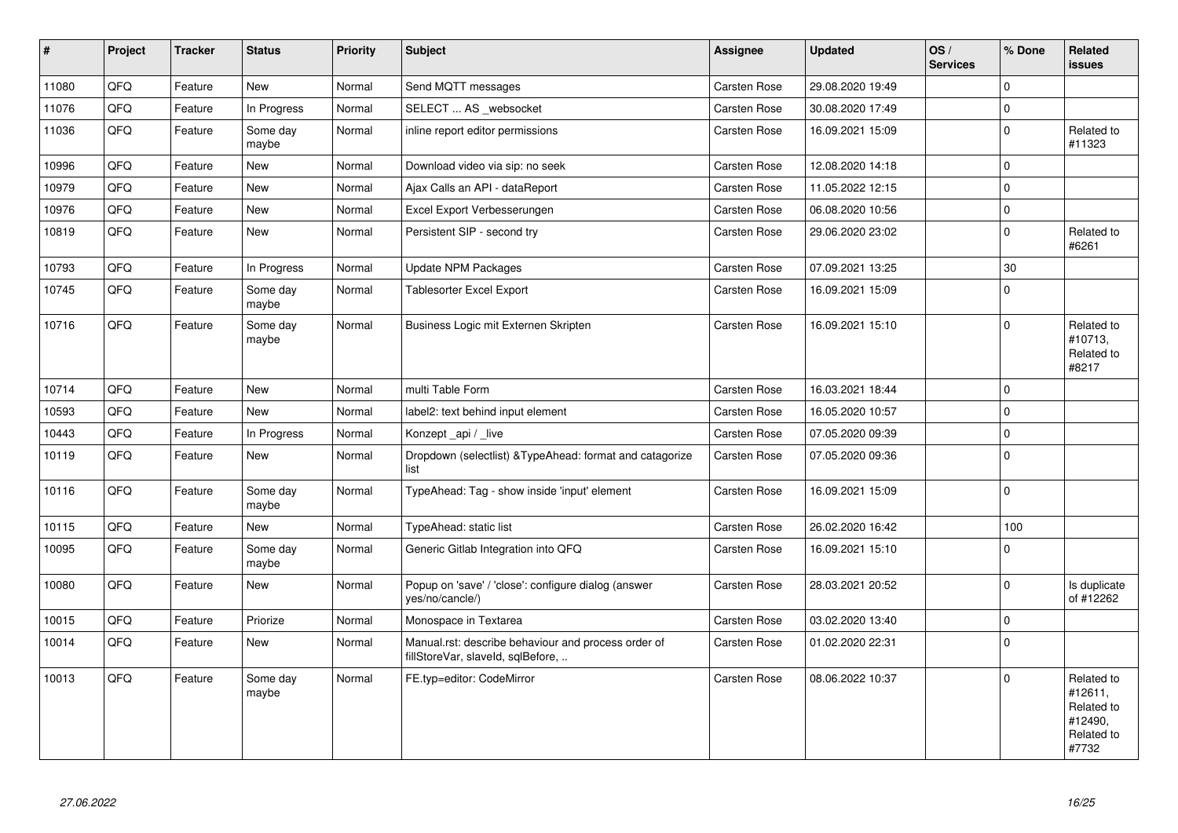| # | Project | Tracker | Status | Priority | Subject | Assignee | Updated | OS / Services | % Done | Related issues |
|---|---|---|---|---|---|---|---|---|---|---|
| 11080 | QFQ | Feature | New | Normal | Send MQTT messages | Carsten Rose | 29.08.2020 19:49 | | 0 | |
| 11076 | QFQ | Feature | In Progress | Normal | SELECT ... AS _websocket | Carsten Rose | 30.08.2020 17:49 | | 0 | |
| 11036 | QFQ | Feature | Some day maybe | Normal | inline report editor permissions | Carsten Rose | 16.09.2021 15:09 | | 0 | Related to #11323 |
| 10996 | QFQ | Feature | New | Normal | Download video via sip: no seek | Carsten Rose | 12.08.2020 14:18 | | 0 | |
| 10979 | QFQ | Feature | New | Normal | Ajax Calls an API - dataReport | Carsten Rose | 11.05.2022 12:15 | | 0 | |
| 10976 | QFQ | Feature | New | Normal | Excel Export Verbesserungen | Carsten Rose | 06.08.2020 10:56 | | 0 | |
| 10819 | QFQ | Feature | New | Normal | Persistent SIP - second try | Carsten Rose | 29.06.2020 23:02 | | 0 | Related to #6261 |
| 10793 | QFQ | Feature | In Progress | Normal | Update NPM Packages | Carsten Rose | 07.09.2021 13:25 | | 30 | |
| 10745 | QFQ | Feature | Some day maybe | Normal | Tablesorter Excel Export | Carsten Rose | 16.09.2021 15:09 | | 0 | |
| 10716 | QFQ | Feature | Some day maybe | Normal | Business Logic mit Externen Skripten | Carsten Rose | 16.09.2021 15:10 | | 0 | Related to #10713, Related to #8217 |
| 10714 | QFQ | Feature | New | Normal | multi Table Form | Carsten Rose | 16.03.2021 18:44 | | 0 | |
| 10593 | QFQ | Feature | New | Normal | label2: text behind input element | Carsten Rose | 16.05.2020 10:57 | | 0 | |
| 10443 | QFQ | Feature | In Progress | Normal | Konzept _api / _live | Carsten Rose | 07.05.2020 09:39 | | 0 | |
| 10119 | QFQ | Feature | New | Normal | Dropdown (selectlist) &TypeAhead: format and catagorize list | Carsten Rose | 07.05.2020 09:36 | | 0 | |
| 10116 | QFQ | Feature | Some day maybe | Normal | TypeAhead: Tag - show inside 'input' element | Carsten Rose | 16.09.2021 15:09 | | 0 | |
| 10115 | QFQ | Feature | New | Normal | TypeAhead: static list | Carsten Rose | 26.02.2020 16:42 | | 100 | |
| 10095 | QFQ | Feature | Some day maybe | Normal | Generic Gitlab Integration into QFQ | Carsten Rose | 16.09.2021 15:10 | | 0 | |
| 10080 | QFQ | Feature | New | Normal | Popup on 'save' / 'close': configure dialog (answer yes/no/cancle/) | Carsten Rose | 28.03.2021 20:52 | | 0 | Is duplicate of #12262 |
| 10015 | QFQ | Feature | Priorize | Normal | Monospace in Textarea | Carsten Rose | 03.02.2020 13:40 | | 0 | |
| 10014 | QFQ | Feature | New | Normal | Manual.rst: describe behaviour and process order of fillStoreVar, slaveId, sqlBefore, .. | Carsten Rose | 01.02.2020 22:31 | | 0 | |
| 10013 | QFQ | Feature | Some day maybe | Normal | FE.typ=editor: CodeMirror | Carsten Rose | 08.06.2022 10:37 | | 0 | Related to #12611, Related to #12490, Related to #7732 |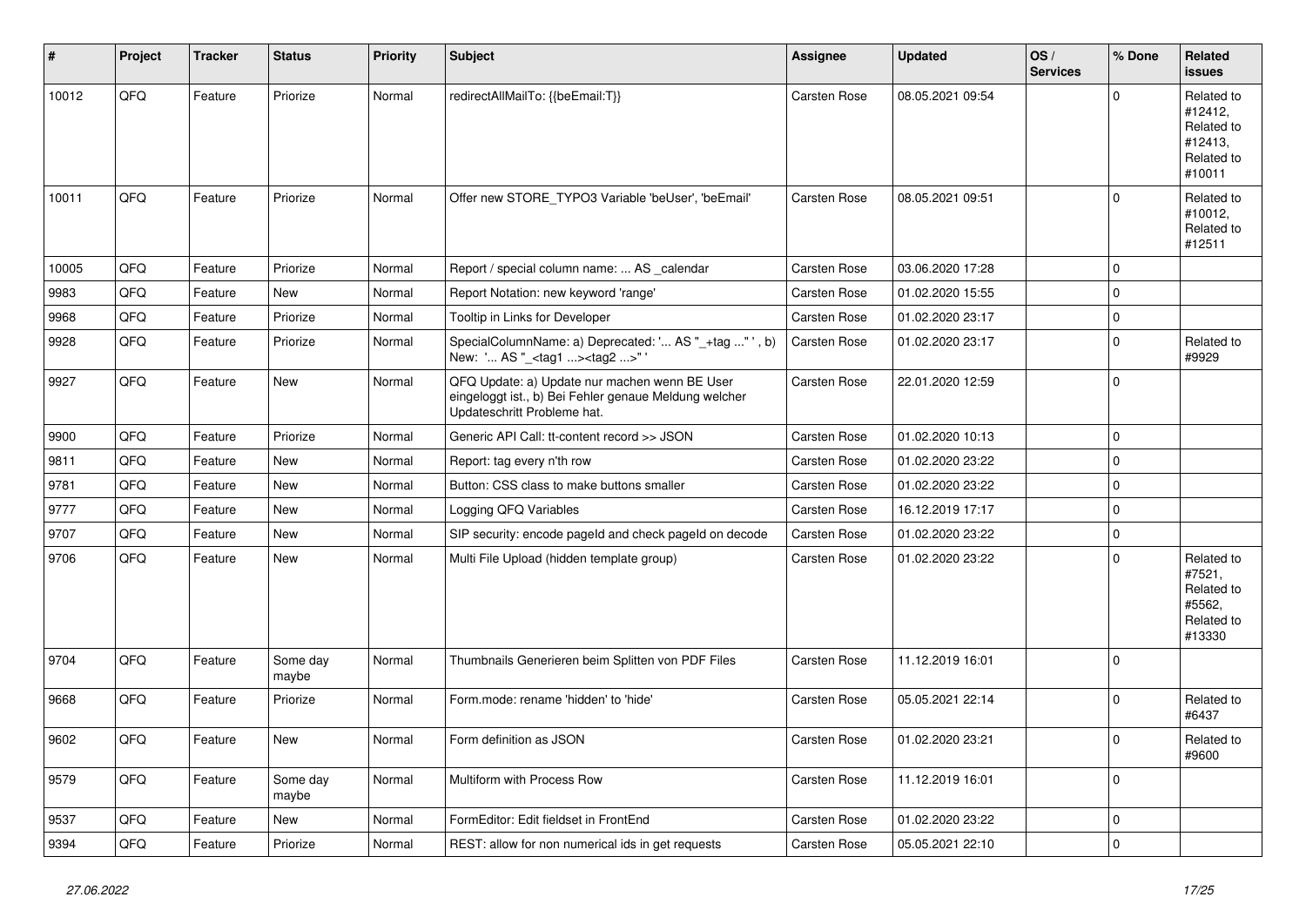| # | Project | Tracker | Status | Priority | Subject | Assignee | Updated | OS / Services | % Done | Related issues |
|---|---|---|---|---|---|---|---|---|---|---|
| 10012 | QFQ | Feature | Priorize | Normal | redirectAllMailTo: {{beEmail:T}} | Carsten Rose | 08.05.2021 09:54 | | 0 | Related to #12412, Related to #12413, Related to #10011 |
| 10011 | QFQ | Feature | Priorize | Normal | Offer new STORE_TYPO3 Variable 'beUser', 'beEmail' | Carsten Rose | 08.05.2021 09:51 | | 0 | Related to #10012, Related to #12511 |
| 10005 | QFQ | Feature | Priorize | Normal | Report / special column name: ... AS _calendar | Carsten Rose | 03.06.2020 17:28 | | 0 | |
| 9983 | QFQ | Feature | New | Normal | Report Notation: new keyword 'range' | Carsten Rose | 01.02.2020 15:55 | | 0 | |
| 9968 | QFQ | Feature | Priorize | Normal | Tooltip in Links for Developer | Carsten Rose | 01.02.2020 23:17 | | 0 | |
| 9928 | QFQ | Feature | Priorize | Normal | SpecialColumnName: a) Deprecated: '... AS "_+tag ..." ', b) New: '... AS "_<tag1 ...><tag2 ...>" ' | Carsten Rose | 01.02.2020 23:17 | | 0 | Related to #9929 |
| 9927 | QFQ | Feature | New | Normal | QFQ Update: a) Update nur machen wenn BE User eingeloggt ist., b) Bei Fehler genaue Meldung welcher Updateschritt Probleme hat. | Carsten Rose | 22.01.2020 12:59 | | 0 | |
| 9900 | QFQ | Feature | Priorize | Normal | Generic API Call: tt-content record >> JSON | Carsten Rose | 01.02.2020 10:13 | | 0 | |
| 9811 | QFQ | Feature | New | Normal | Report: tag every n'th row | Carsten Rose | 01.02.2020 23:22 | | 0 | |
| 9781 | QFQ | Feature | New | Normal | Button: CSS class to make buttons smaller | Carsten Rose | 01.02.2020 23:22 | | 0 | |
| 9777 | QFQ | Feature | New | Normal | Logging QFQ Variables | Carsten Rose | 16.12.2019 17:17 | | 0 | |
| 9707 | QFQ | Feature | New | Normal | SIP security: encode pageId and check pageId on decode | Carsten Rose | 01.02.2020 23:22 | | 0 | |
| 9706 | QFQ | Feature | New | Normal | Multi File Upload (hidden template group) | Carsten Rose | 01.02.2020 23:22 | | 0 | Related to #7521, Related to #5562, Related to #13330 |
| 9704 | QFQ | Feature | Some day maybe | Normal | Thumbnails Generieren beim Splitten von PDF Files | Carsten Rose | 11.12.2019 16:01 | | 0 | |
| 9668 | QFQ | Feature | Priorize | Normal | Form.mode: rename 'hidden' to 'hide' | Carsten Rose | 05.05.2021 22:14 | | 0 | Related to #6437 |
| 9602 | QFQ | Feature | New | Normal | Form definition as JSON | Carsten Rose | 01.02.2020 23:21 | | 0 | Related to #9600 |
| 9579 | QFQ | Feature | Some day maybe | Normal | Multiform with Process Row | Carsten Rose | 11.12.2019 16:01 | | 0 | |
| 9537 | QFQ | Feature | New | Normal | FormEditor: Edit fieldset in FrontEnd | Carsten Rose | 01.02.2020 23:22 | | 0 | |
| 9394 | QFQ | Feature | Priorize | Normal | REST: allow for non numerical ids in get requests | Carsten Rose | 05.05.2021 22:10 | | 0 | |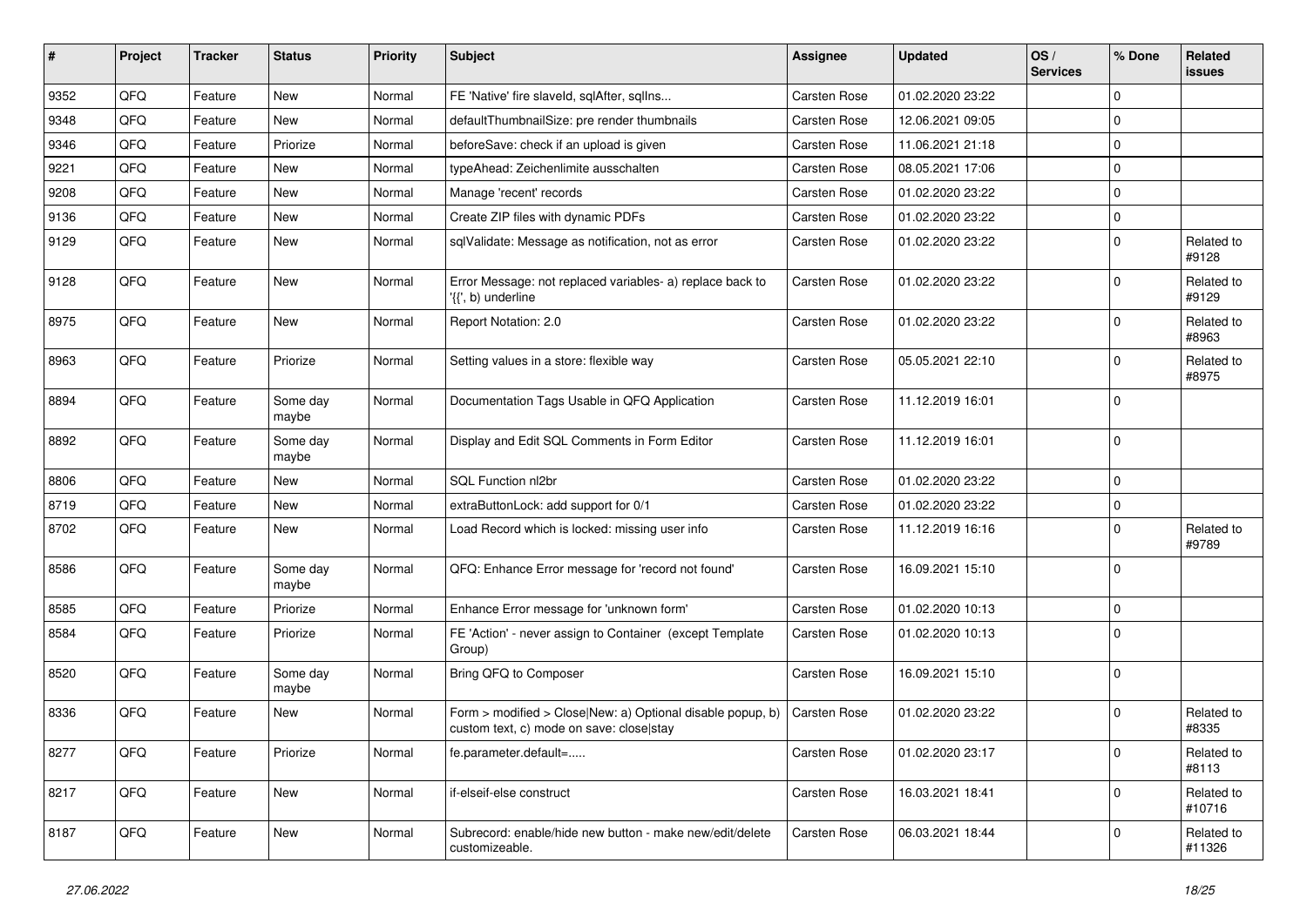| # | Project | Tracker | Status | Priority | Subject | Assignee | Updated | OS / Services | % Done | Related issues |
|---|---|---|---|---|---|---|---|---|---|---|
| 9352 | QFQ | Feature | New | Normal | FE 'Native' fire slaveId, sqlAfter, sqlIns... | Carsten Rose | 01.02.2020 23:22 | | 0 | |
| 9348 | QFQ | Feature | New | Normal | defaultThumbnailSize: pre render thumbnails | Carsten Rose | 12.06.2021 09:05 | | 0 | |
| 9346 | QFQ | Feature | Priorize | Normal | beforeSave: check if an upload is given | Carsten Rose | 11.06.2021 21:18 | | 0 | |
| 9221 | QFQ | Feature | New | Normal | typeAhead: Zeichenlimite ausschalten | Carsten Rose | 08.05.2021 17:06 | | 0 | |
| 9208 | QFQ | Feature | New | Normal | Manage 'recent' records | Carsten Rose | 01.02.2020 23:22 | | 0 | |
| 9136 | QFQ | Feature | New | Normal | Create ZIP files with dynamic PDFs | Carsten Rose | 01.02.2020 23:22 | | 0 | |
| 9129 | QFQ | Feature | New | Normal | sqlValidate: Message as notification, not as error | Carsten Rose | 01.02.2020 23:22 | | 0 | Related to #9128 |
| 9128 | QFQ | Feature | New | Normal | Error Message: not replaced variables- a) replace back to '{{', b) underline | Carsten Rose | 01.02.2020 23:22 | | 0 | Related to #9129 |
| 8975 | QFQ | Feature | New | Normal | Report Notation: 2.0 | Carsten Rose | 01.02.2020 23:22 | | 0 | Related to #8963 |
| 8963 | QFQ | Feature | Priorize | Normal | Setting values in a store: flexible way | Carsten Rose | 05.05.2021 22:10 | | 0 | Related to #8975 |
| 8894 | QFQ | Feature | Some day maybe | Normal | Documentation Tags Usable in QFQ Application | Carsten Rose | 11.12.2019 16:01 | | 0 | |
| 8892 | QFQ | Feature | Some day maybe | Normal | Display and Edit SQL Comments in Form Editor | Carsten Rose | 11.12.2019 16:01 | | 0 | |
| 8806 | QFQ | Feature | New | Normal | SQL Function nl2br | Carsten Rose | 01.02.2020 23:22 | | 0 | |
| 8719 | QFQ | Feature | New | Normal | extraButtonLock: add support for 0/1 | Carsten Rose | 01.02.2020 23:22 | | 0 | |
| 8702 | QFQ | Feature | New | Normal | Load Record which is locked: missing user info | Carsten Rose | 11.12.2019 16:16 | | 0 | Related to #9789 |
| 8586 | QFQ | Feature | Some day maybe | Normal | QFQ: Enhance Error message for 'record not found' | Carsten Rose | 16.09.2021 15:10 | | 0 | |
| 8585 | QFQ | Feature | Priorize | Normal | Enhance Error message for 'unknown form' | Carsten Rose | 01.02.2020 10:13 | | 0 | |
| 8584 | QFQ | Feature | Priorize | Normal | FE 'Action' - never assign to Container (except Template Group) | Carsten Rose | 01.02.2020 10:13 | | 0 | |
| 8520 | QFQ | Feature | Some day maybe | Normal | Bring QFQ to Composer | Carsten Rose | 16.09.2021 15:10 | | 0 | |
| 8336 | QFQ | Feature | New | Normal | Form > modified > Close\|New: a) Optional disable popup, b) custom text, c) mode on save: close\|stay | Carsten Rose | 01.02.2020 23:22 | | 0 | Related to #8335 |
| 8277 | QFQ | Feature | Priorize | Normal | fe.parameter.default=..... | Carsten Rose | 01.02.2020 23:17 | | 0 | Related to #8113 |
| 8217 | QFQ | Feature | New | Normal | if-elseif-else construct | Carsten Rose | 16.03.2021 18:41 | | 0 | Related to #10716 |
| 8187 | QFQ | Feature | New | Normal | Subrecord: enable/hide new button - make new/edit/delete customizeable. | Carsten Rose | 06.03.2021 18:44 | | 0 | Related to #11326 |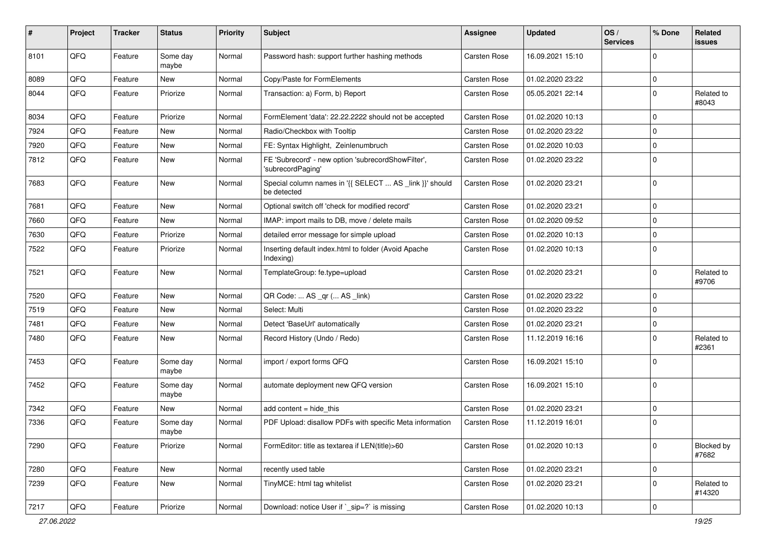| # | Project | Tracker | Status | Priority | Subject | Assignee | Updated | OS / Services | % Done | Related issues |
|---|---|---|---|---|---|---|---|---|---|---|
| 8101 | QFQ | Feature | Some day maybe | Normal | Password hash: support further hashing methods | Carsten Rose | 16.09.2021 15:10 | | 0 | |
| 8089 | QFQ | Feature | New | Normal | Copy/Paste for FormElements | Carsten Rose | 01.02.2020 23:22 | | 0 | |
| 8044 | QFQ | Feature | Priorize | Normal | Transaction: a) Form, b) Report | Carsten Rose | 05.05.2021 22:14 | | 0 | Related to #8043 |
| 8034 | QFQ | Feature | Priorize | Normal | FormElement 'data': 22.22.2222 should not be accepted | Carsten Rose | 01.02.2020 10:13 | | 0 | |
| 7924 | QFQ | Feature | New | Normal | Radio/Checkbox with Tooltip | Carsten Rose | 01.02.2020 23:22 | | 0 | |
| 7920 | QFQ | Feature | New | Normal | FE: Syntax Highlight, Zeinlenumbruch | Carsten Rose | 01.02.2020 10:03 | | 0 | |
| 7812 | QFQ | Feature | New | Normal | FE 'Subrecord' - new option 'subrecordShowFilter', 'subrecordPaging' | Carsten Rose | 01.02.2020 23:22 | | 0 | |
| 7683 | QFQ | Feature | New | Normal | Special column names in '{{ SELECT ... AS _link }}' should be detected | Carsten Rose | 01.02.2020 23:21 | | 0 | |
| 7681 | QFQ | Feature | New | Normal | Optional switch off 'check for modified record' | Carsten Rose | 01.02.2020 23:21 | | 0 | |
| 7660 | QFQ | Feature | New | Normal | IMAP: import mails to DB, move / delete mails | Carsten Rose | 01.02.2020 09:52 | | 0 | |
| 7630 | QFQ | Feature | Priorize | Normal | detailed error message for simple upload | Carsten Rose | 01.02.2020 10:13 | | 0 | |
| 7522 | QFQ | Feature | Priorize | Normal | Inserting default index.html to folder (Avoid Apache Indexing) | Carsten Rose | 01.02.2020 10:13 | | 0 | |
| 7521 | QFQ | Feature | New | Normal | TemplateGroup: fe.type=upload | Carsten Rose | 01.02.2020 23:21 | | 0 | Related to #9706 |
| 7520 | QFQ | Feature | New | Normal | QR Code: ... AS _qr (... AS _link) | Carsten Rose | 01.02.2020 23:22 | | 0 | |
| 7519 | QFQ | Feature | New | Normal | Select: Multi | Carsten Rose | 01.02.2020 23:22 | | 0 | |
| 7481 | QFQ | Feature | New | Normal | Detect 'BaseUrl' automatically | Carsten Rose | 01.02.2020 23:21 | | 0 | |
| 7480 | QFQ | Feature | New | Normal | Record History (Undo / Redo) | Carsten Rose | 11.12.2019 16:16 | | 0 | Related to #2361 |
| 7453 | QFQ | Feature | Some day maybe | Normal | import / export forms QFQ | Carsten Rose | 16.09.2021 15:10 | | 0 | |
| 7452 | QFQ | Feature | Some day maybe | Normal | automate deployment new QFQ version | Carsten Rose | 16.09.2021 15:10 | | 0 | |
| 7342 | QFQ | Feature | New | Normal | add content = hide_this | Carsten Rose | 01.02.2020 23:21 | | 0 | |
| 7336 | QFQ | Feature | Some day maybe | Normal | PDF Upload: disallow PDFs with specific Meta information | Carsten Rose | 11.12.2019 16:01 | | 0 | |
| 7290 | QFQ | Feature | Priorize | Normal | FormEditor: title as textarea if LEN(title)>60 | Carsten Rose | 01.02.2020 10:13 | | 0 | Blocked by #7682 |
| 7280 | QFQ | Feature | New | Normal | recently used table | Carsten Rose | 01.02.2020 23:21 | | 0 | |
| 7239 | QFQ | Feature | New | Normal | TinyMCE: html tag whitelist | Carsten Rose | 01.02.2020 23:21 | | 0 | Related to #14320 |
| 7217 | QFQ | Feature | Priorize | Normal | Download: notice User if `_sip=?` is missing | Carsten Rose | 01.02.2020 10:13 | | 0 | |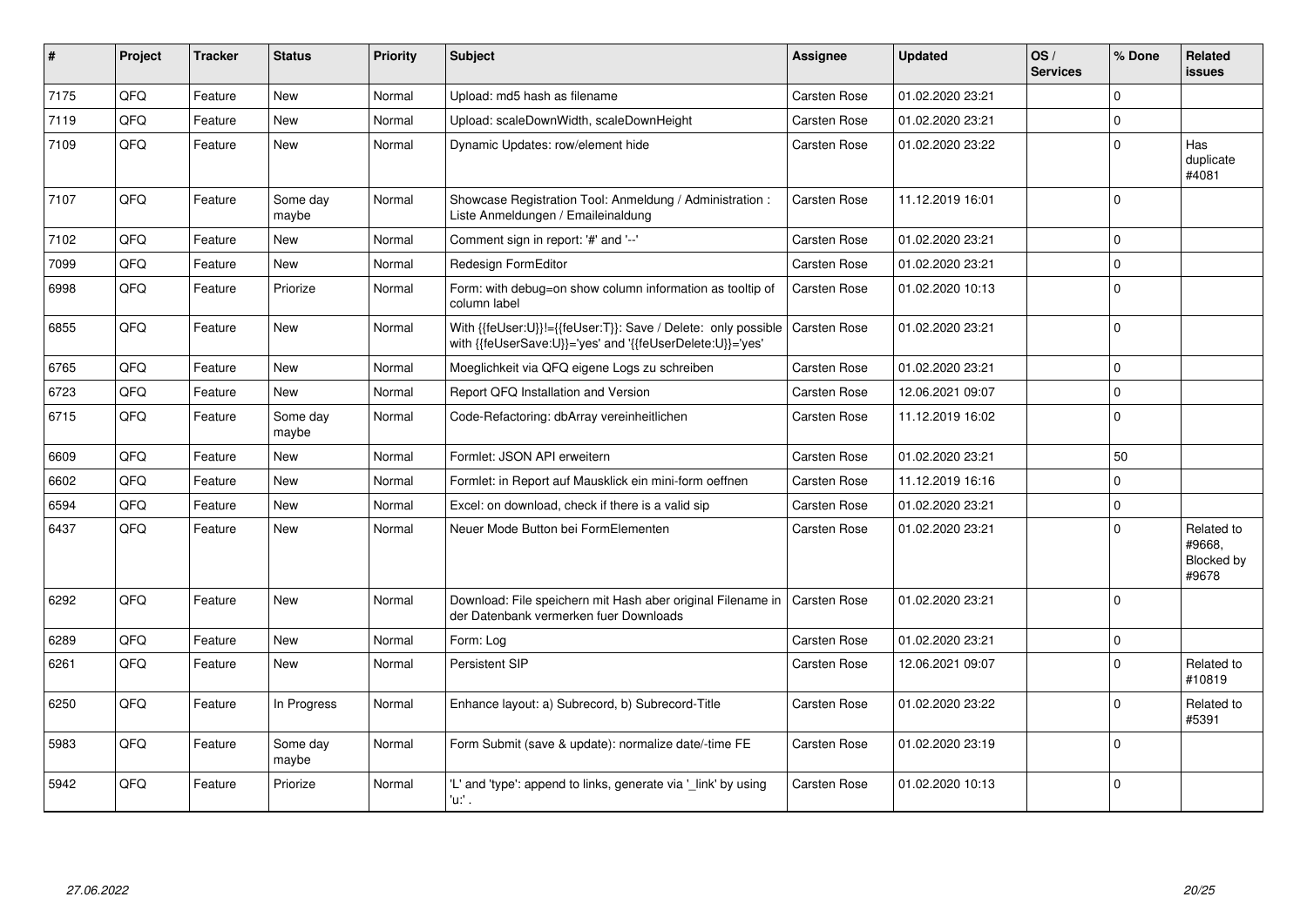| # | Project | Tracker | Status | Priority | Subject | Assignee | Updated | OS / Services | % Done | Related issues |
|---|---|---|---|---|---|---|---|---|---|---|
| 7175 | QFQ | Feature | New | Normal | Upload: md5 hash as filename | Carsten Rose | 01.02.2020 23:21 | | 0 | |
| 7119 | QFQ | Feature | New | Normal | Upload: scaleDownWidth, scaleDownHeight | Carsten Rose | 01.02.2020 23:21 | | 0 | |
| 7109 | QFQ | Feature | New | Normal | Dynamic Updates: row/element hide | Carsten Rose | 01.02.2020 23:22 | | 0 | Has duplicate #4081 |
| 7107 | QFQ | Feature | Some day maybe | Normal | Showcase Registration Tool: Anmeldung / Administration : Liste Anmeldungen / Emaileinaldung | Carsten Rose | 11.12.2019 16:01 | | 0 | |
| 7102 | QFQ | Feature | New | Normal | Comment sign in report: '#' and '--' | Carsten Rose | 01.02.2020 23:21 | | 0 | |
| 7099 | QFQ | Feature | New | Normal | Redesign FormEditor | Carsten Rose | 01.02.2020 23:21 | | 0 | |
| 6998 | QFQ | Feature | Priorize | Normal | Form: with debug=on show column information as tooltip of column label | Carsten Rose | 01.02.2020 10:13 | | 0 | |
| 6855 | QFQ | Feature | New | Normal | With {{feUser:U}}!={{feUser:T}}: Save / Delete: only possible with {{feUserSave:U}}='yes' and '{{feUserDelete:U}}='yes' | Carsten Rose | 01.02.2020 23:21 | | 0 | |
| 6765 | QFQ | Feature | New | Normal | Moeglichkeit via QFQ eigene Logs zu schreiben | Carsten Rose | 01.02.2020 23:21 | | 0 | |
| 6723 | QFQ | Feature | New | Normal | Report QFQ Installation and Version | Carsten Rose | 12.06.2021 09:07 | | 0 | |
| 6715 | QFQ | Feature | Some day maybe | Normal | Code-Refactoring: dbArray vereinheitlichen | Carsten Rose | 11.12.2019 16:02 | | 0 | |
| 6609 | QFQ | Feature | New | Normal | Formlet: JSON API erweitern | Carsten Rose | 01.02.2020 23:21 | | 50 | |
| 6602 | QFQ | Feature | New | Normal | Formlet: in Report auf Mausklick ein mini-form oeffnen | Carsten Rose | 11.12.2019 16:16 | | 0 | |
| 6594 | QFQ | Feature | New | Normal | Excel: on download, check if there is a valid sip | Carsten Rose | 01.02.2020 23:21 | | 0 | |
| 6437 | QFQ | Feature | New | Normal | Neuer Mode Button bei FormElementen | Carsten Rose | 01.02.2020 23:21 | | 0 | Related to #9668, Blocked by #9678 |
| 6292 | QFQ | Feature | New | Normal | Download: File speichern mit Hash aber original Filename in der Datenbank vermerken fuer Downloads | Carsten Rose | 01.02.2020 23:21 | | 0 | |
| 6289 | QFQ | Feature | New | Normal | Form: Log | Carsten Rose | 01.02.2020 23:21 | | 0 | |
| 6261 | QFQ | Feature | New | Normal | Persistent SIP | Carsten Rose | 12.06.2021 09:07 | | 0 | Related to #10819 |
| 6250 | QFQ | Feature | In Progress | Normal | Enhance layout: a) Subrecord, b) Subrecord-Title | Carsten Rose | 01.02.2020 23:22 | | 0 | Related to #5391 |
| 5983 | QFQ | Feature | Some day maybe | Normal | Form Submit (save & update): normalize date/-time FE | Carsten Rose | 01.02.2020 23:19 | | 0 | |
| 5942 | QFQ | Feature | Priorize | Normal | 'L' and 'type': append to links, generate via '_link' by using 'u:' . | Carsten Rose | 01.02.2020 10:13 | | 0 | |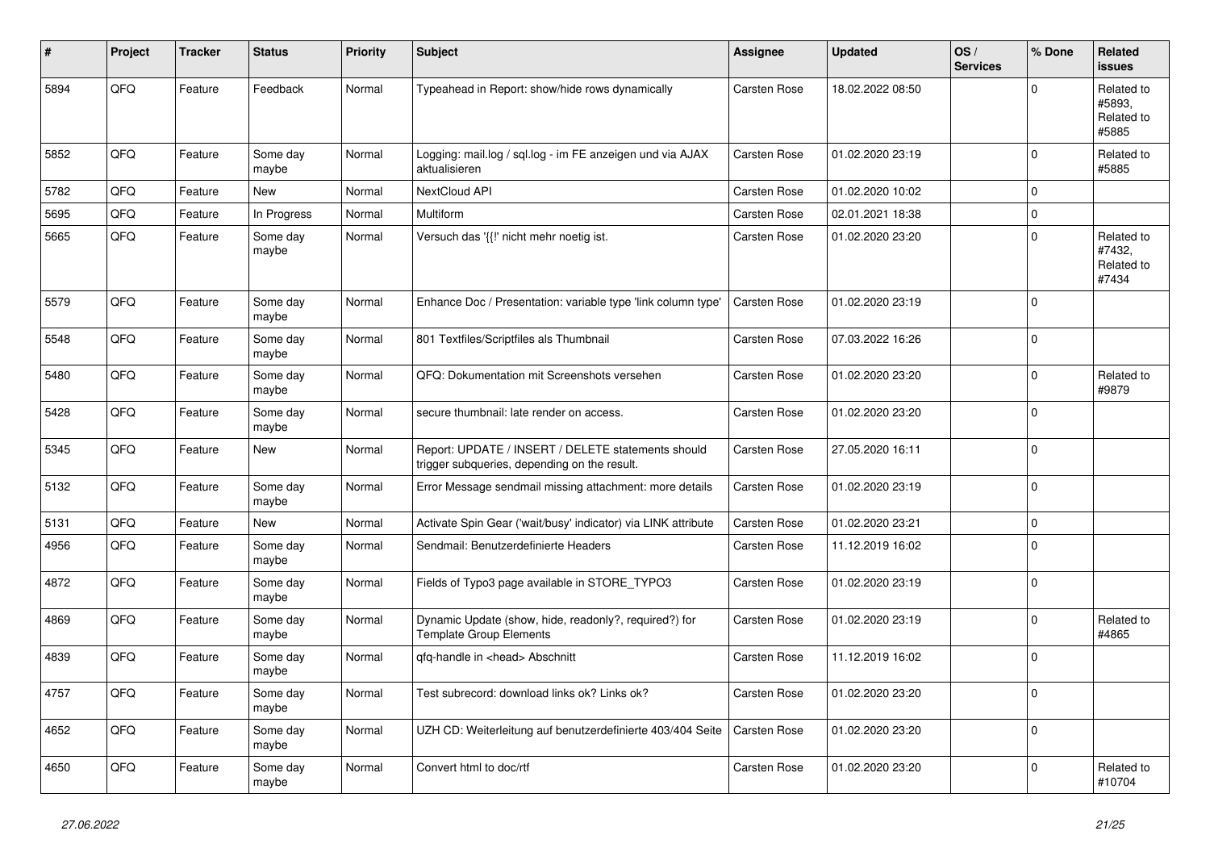| # | Project | Tracker | Status | Priority | Subject | Assignee | Updated | OS / Services | % Done | Related issues |
|---|---|---|---|---|---|---|---|---|---|---|
| 5894 | QFQ | Feature | Feedback | Normal | Typeahead in Report: show/hide rows dynamically | Carsten Rose | 18.02.2022 08:50 | | 0 | Related to #5893, Related to #5885 |
| 5852 | QFQ | Feature | Some day maybe | Normal | Logging: mail.log / sql.log - im FE anzeigen und via AJAX aktualisieren | Carsten Rose | 01.02.2020 23:19 | | 0 | Related to #5885 |
| 5782 | QFQ | Feature | New | Normal | NextCloud API | Carsten Rose | 01.02.2020 10:02 | | 0 | |
| 5695 | QFQ | Feature | In Progress | Normal | Multiform | Carsten Rose | 02.01.2021 18:38 | | 0 | |
| 5665 | QFQ | Feature | Some day maybe | Normal | Versuch das '{{!' nicht mehr noetig ist. | Carsten Rose | 01.02.2020 23:20 | | 0 | Related to #7432, Related to #7434 |
| 5579 | QFQ | Feature | Some day maybe | Normal | Enhance Doc / Presentation: variable type 'link column type' | Carsten Rose | 01.02.2020 23:19 | | 0 | |
| 5548 | QFQ | Feature | Some day maybe | Normal | 801 Textfiles/Scriptfiles als Thumbnail | Carsten Rose | 07.03.2022 16:26 | | 0 | |
| 5480 | QFQ | Feature | Some day maybe | Normal | QFQ: Dokumentation mit Screenshots versehen | Carsten Rose | 01.02.2020 23:20 | | 0 | Related to #9879 |
| 5428 | QFQ | Feature | Some day maybe | Normal | secure thumbnail: late render on access. | Carsten Rose | 01.02.2020 23:20 | | 0 | |
| 5345 | QFQ | Feature | New | Normal | Report: UPDATE / INSERT / DELETE statements should trigger subqueries, depending on the result. | Carsten Rose | 27.05.2020 16:11 | | 0 | |
| 5132 | QFQ | Feature | Some day maybe | Normal | Error Message sendmail missing attachment: more details | Carsten Rose | 01.02.2020 23:19 | | 0 | |
| 5131 | QFQ | Feature | New | Normal | Activate Spin Gear ('wait/busy' indicator) via LINK attribute | Carsten Rose | 01.02.2020 23:21 | | 0 | |
| 4956 | QFQ | Feature | Some day maybe | Normal | Sendmail: Benutzerdefinierte Headers | Carsten Rose | 11.12.2019 16:02 | | 0 | |
| 4872 | QFQ | Feature | Some day maybe | Normal | Fields of Typo3 page available in STORE_TYPO3 | Carsten Rose | 01.02.2020 23:19 | | 0 | |
| 4869 | QFQ | Feature | Some day maybe | Normal | Dynamic Update (show, hide, readonly?, required?) for Template Group Elements | Carsten Rose | 01.02.2020 23:19 | | 0 | Related to #4865 |
| 4839 | QFQ | Feature | Some day maybe | Normal | qfq-handle in <head> Abschnitt | Carsten Rose | 11.12.2019 16:02 | | 0 | |
| 4757 | QFQ | Feature | Some day maybe | Normal | Test subrecord: download links ok? Links ok? | Carsten Rose | 01.02.2020 23:20 | | 0 | |
| 4652 | QFQ | Feature | Some day maybe | Normal | UZH CD: Weiterleitung auf benutzerdefinierte 403/404 Seite | Carsten Rose | 01.02.2020 23:20 | | 0 | |
| 4650 | QFQ | Feature | Some day maybe | Normal | Convert html to doc/rtf | Carsten Rose | 01.02.2020 23:20 | | 0 | Related to #10704 |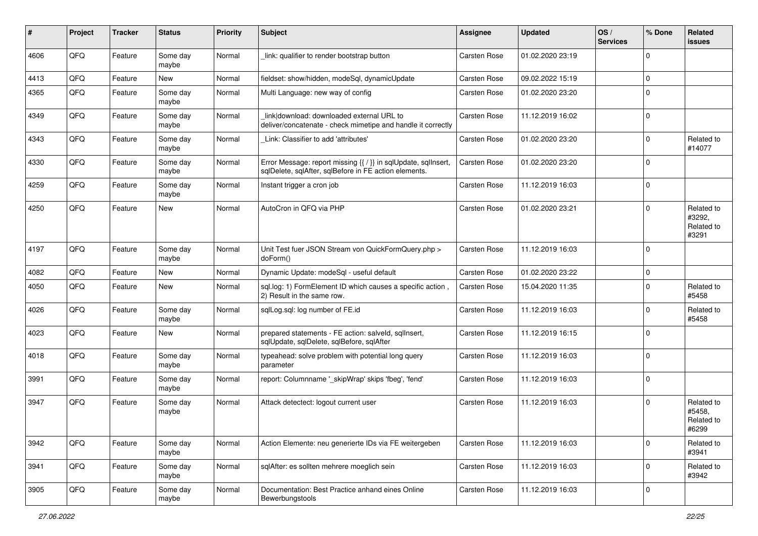| # | Project | Tracker | Status | Priority | Subject | Assignee | Updated | OS / Services | % Done | Related issues |
|---|---|---|---|---|---|---|---|---|---|---|
| 4606 | QFQ | Feature | Some day maybe | Normal | _link: qualifier to render bootstrap button | Carsten Rose | 01.02.2020 23:19 | | 0 | |
| 4413 | QFQ | Feature | New | Normal | fieldset: show/hidden, modeSql, dynamicUpdate | Carsten Rose | 09.02.2022 15:19 | | 0 | |
| 4365 | QFQ | Feature | Some day maybe | Normal | Multi Language: new way of config | Carsten Rose | 01.02.2020 23:20 | | 0 | |
| 4349 | QFQ | Feature | Some day maybe | Normal | _link\|download: downloaded external URL to deliver/concatenate - check mimetipe and handle it correctly | Carsten Rose | 11.12.2019 16:02 | | 0 | |
| 4343 | QFQ | Feature | Some day maybe | Normal | _Link: Classifier to add 'attributes' | Carsten Rose | 01.02.2020 23:20 | | 0 | Related to #14077 |
| 4330 | QFQ | Feature | Some day maybe | Normal | Error Message: report missing {{ / }} in sqlUpdate, sqlInsert, sqlDelete, sqlAfter, sqlBefore in FE action elements. | Carsten Rose | 01.02.2020 23:20 | | 0 | |
| 4259 | QFQ | Feature | Some day maybe | Normal | Instant trigger a cron job | Carsten Rose | 11.12.2019 16:03 | | 0 | |
| 4250 | QFQ | Feature | New | Normal | AutoCron in QFQ via PHP | Carsten Rose | 01.02.2020 23:21 | | 0 | Related to #3292, Related to #3291 |
| 4197 | QFQ | Feature | Some day maybe | Normal | Unit Test fuer JSON Stream von QuickFormQuery.php > doForm() | Carsten Rose | 11.12.2019 16:03 | | 0 | |
| 4082 | QFQ | Feature | New | Normal | Dynamic Update: modeSql - useful default | Carsten Rose | 01.02.2020 23:22 | | 0 | |
| 4050 | QFQ | Feature | New | Normal | sql.log: 1) FormElement ID which causes a specific action , 2) Result in the same row. | Carsten Rose | 15.04.2020 11:35 | | 0 | Related to #5458 |
| 4026 | QFQ | Feature | Some day maybe | Normal | sqlLog.sql: log number of FE.id | Carsten Rose | 11.12.2019 16:03 | | 0 | Related to #5458 |
| 4023 | QFQ | Feature | New | Normal | prepared statements - FE action: salveld, sqlInsert, sqlUpdate, sqlDelete, sqlBefore, sqlAfter | Carsten Rose | 11.12.2019 16:15 | | 0 | |
| 4018 | QFQ | Feature | Some day maybe | Normal | typeahead: solve problem with potential long query parameter | Carsten Rose | 11.12.2019 16:03 | | 0 | |
| 3991 | QFQ | Feature | Some day maybe | Normal | report: Columnname '_skipWrap' skips 'fbeg', 'fend' | Carsten Rose | 11.12.2019 16:03 | | 0 | |
| 3947 | QFQ | Feature | Some day maybe | Normal | Attack detectect: logout current user | Carsten Rose | 11.12.2019 16:03 | | 0 | Related to #5458, Related to #6299 |
| 3942 | QFQ | Feature | Some day maybe | Normal | Action Elemente: neu generierte IDs via FE weitergeben | Carsten Rose | 11.12.2019 16:03 | | 0 | Related to #3941 |
| 3941 | QFQ | Feature | Some day maybe | Normal | sqlAfter: es sollten mehrere moeglich sein | Carsten Rose | 11.12.2019 16:03 | | 0 | Related to #3942 |
| 3905 | QFQ | Feature | Some day maybe | Normal | Documentation: Best Practice anhand eines Online Bewerbungstools | Carsten Rose | 11.12.2019 16:03 | | 0 | |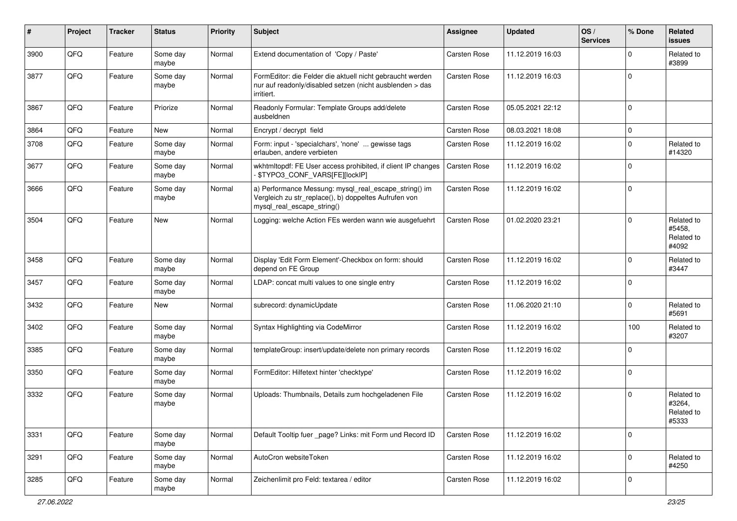| # | Project | Tracker | Status | Priority | Subject | Assignee | Updated | OS / Services | % Done | Related issues |
|---|---|---|---|---|---|---|---|---|---|---|
| 3900 | QFQ | Feature | Some day maybe | Normal | Extend documentation of 'Copy / Paste' | Carsten Rose | 11.12.2019 16:03 | | 0 | Related to #3899 |
| 3877 | QFQ | Feature | Some day maybe | Normal | FormEditor: die Felder die aktuell nicht gebraucht werden nur auf readonly/disabled setzen (nicht ausblenden > das irritiert. | Carsten Rose | 11.12.2019 16:03 | | 0 | |
| 3867 | QFQ | Feature | Priorize | Normal | Readonly Formular: Template Groups add/delete ausbeldnen | Carsten Rose | 05.05.2021 22:12 | | 0 | |
| 3864 | QFQ | Feature | New | Normal | Encrypt / decrypt field | Carsten Rose | 08.03.2021 18:08 | | 0 | |
| 3708 | QFQ | Feature | Some day maybe | Normal | Form: input - 'specialchars', 'none' ... gewisse tags erlauben, andere verbieten | Carsten Rose | 11.12.2019 16:02 | | 0 | Related to #14320 |
| 3677 | QFQ | Feature | Some day maybe | Normal | wkhtmltopdf: FE User access prohibited, if client IP changes - $TYPO3_CONF_VARS[FE][lockIP] | Carsten Rose | 11.12.2019 16:02 | | 0 | |
| 3666 | QFQ | Feature | Some day maybe | Normal | a) Performance Messung: mysql_real_escape_string() im Vergleich zu str_replace(), b) doppeltes Aufrufen von mysql_real_escape_string() | Carsten Rose | 11.12.2019 16:02 | | 0 | |
| 3504 | QFQ | Feature | New | Normal | Logging: welche Action FEs werden wann wie ausgefuehrt | Carsten Rose | 01.02.2020 23:21 | | 0 | Related to #5458, Related to #4092 |
| 3458 | QFQ | Feature | Some day maybe | Normal | Display 'Edit Form Element'-Checkbox on form: should depend on FE Group | Carsten Rose | 11.12.2019 16:02 | | 0 | Related to #3447 |
| 3457 | QFQ | Feature | Some day maybe | Normal | LDAP: concat multi values to one single entry | Carsten Rose | 11.12.2019 16:02 | | 0 | |
| 3432 | QFQ | Feature | New | Normal | subrecord: dynamicUpdate | Carsten Rose | 11.06.2020 21:10 | | 0 | Related to #5691 |
| 3402 | QFQ | Feature | Some day maybe | Normal | Syntax Highlighting via CodeMirror | Carsten Rose | 11.12.2019 16:02 | | 100 | Related to #3207 |
| 3385 | QFQ | Feature | Some day maybe | Normal | templateGroup: insert/update/delete non primary records | Carsten Rose | 11.12.2019 16:02 | | 0 | |
| 3350 | QFQ | Feature | Some day maybe | Normal | FormEditor: Hilfetext hinter 'checktype' | Carsten Rose | 11.12.2019 16:02 | | 0 | |
| 3332 | QFQ | Feature | Some day maybe | Normal | Uploads: Thumbnails, Details zum hochgeladenen File | Carsten Rose | 11.12.2019 16:02 | | 0 | Related to #3264, Related to #5333 |
| 3331 | QFQ | Feature | Some day maybe | Normal | Default Tooltip fuer _page? Links: mit Form und Record ID | Carsten Rose | 11.12.2019 16:02 | | 0 | |
| 3291 | QFQ | Feature | Some day maybe | Normal | AutoCron websiteToken | Carsten Rose | 11.12.2019 16:02 | | 0 | Related to #4250 |
| 3285 | QFQ | Feature | Some day maybe | Normal | Zeichenlimit pro Feld: textarea / editor | Carsten Rose | 11.12.2019 16:02 | | 0 | |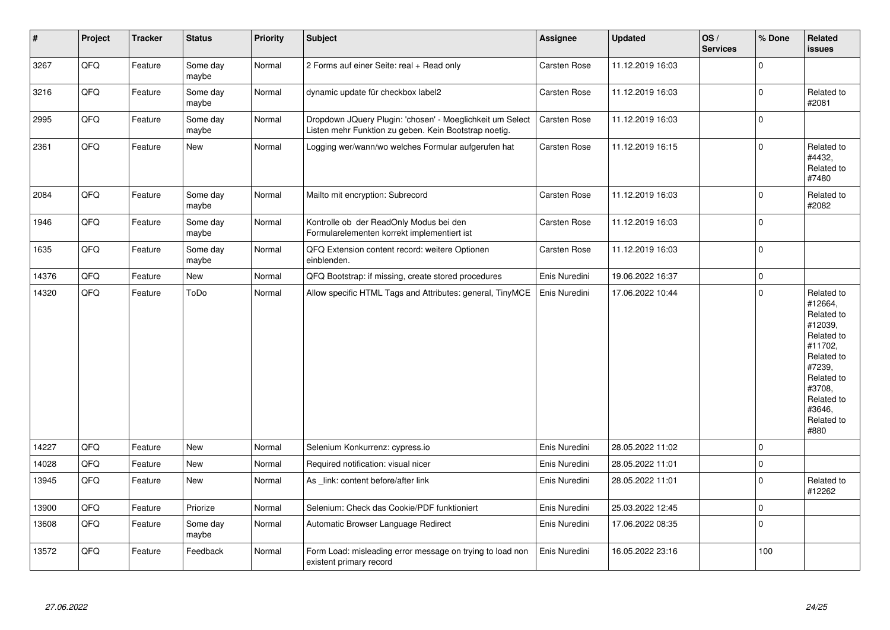| # | Project | Tracker | Status | Priority | Subject | Assignee | Updated | OS / Services | % Done | Related issues |
|---|---|---|---|---|---|---|---|---|---|---|
| 3267 | QFQ | Feature | Some day maybe | Normal | 2 Forms auf einer Seite: real + Read only | Carsten Rose | 11.12.2019 16:03 | | 0 | |
| 3216 | QFQ | Feature | Some day maybe | Normal | dynamic update für checkbox label2 | Carsten Rose | 11.12.2019 16:03 | | 0 | Related to #2081 |
| 2995 | QFQ | Feature | Some day maybe | Normal | Dropdown JQuery Plugin: 'chosen' - Moeglichkeit um Select Listen mehr Funktion zu geben. Kein Bootstrap noetig. | Carsten Rose | 11.12.2019 16:03 | | 0 | |
| 2361 | QFQ | Feature | New | Normal | Logging wer/wann/wo welches Formular aufgerufen hat | Carsten Rose | 11.12.2019 16:15 | | 0 | Related to #4432, Related to #7480 |
| 2084 | QFQ | Feature | Some day maybe | Normal | Mailto mit encryption: Subrecord | Carsten Rose | 11.12.2019 16:03 | | 0 | Related to #2082 |
| 1946 | QFQ | Feature | Some day maybe | Normal | Kontrolle ob der ReadOnly Modus bei den Formularelementen korrekt implementiert ist | Carsten Rose | 11.12.2019 16:03 | | 0 | |
| 1635 | QFQ | Feature | Some day maybe | Normal | QFQ Extension content record: weitere Optionen einblenden. | Carsten Rose | 11.12.2019 16:03 | | 0 | |
| 14376 | QFQ | Feature | New | Normal | QFQ Bootstrap: if missing, create stored procedures | Enis Nuredini | 19.06.2022 16:37 | | 0 | |
| 14320 | QFQ | Feature | ToDo | Normal | Allow specific HTML Tags and Attributes: general, TinyMCE | Enis Nuredini | 17.06.2022 10:44 | | 0 | Related to #12664, Related to #12039, Related to #11702, Related to #7239, Related to #3708, Related to #3646, Related to #880 |
| 14227 | QFQ | Feature | New | Normal | Selenium Konkurrenz: cypress.io | Enis Nuredini | 28.05.2022 11:02 | | 0 | |
| 14028 | QFQ | Feature | New | Normal | Required notification: visual nicer | Enis Nuredini | 28.05.2022 11:01 | | 0 | |
| 13945 | QFQ | Feature | New | Normal | As _link: content before/after link | Enis Nuredini | 28.05.2022 11:01 | | 0 | Related to #12262 |
| 13900 | QFQ | Feature | Priorize | Normal | Selenium: Check das Cookie/PDF funktioniert | Enis Nuredini | 25.03.2022 12:45 | | 0 | |
| 13608 | QFQ | Feature | Some day maybe | Normal | Automatic Browser Language Redirect | Enis Nuredini | 17.06.2022 08:35 | | 0 | |
| 13572 | QFQ | Feature | Feedback | Normal | Form Load: misleading error message on trying to load non existent primary record | Enis Nuredini | 16.05.2022 23:16 | | 100 | |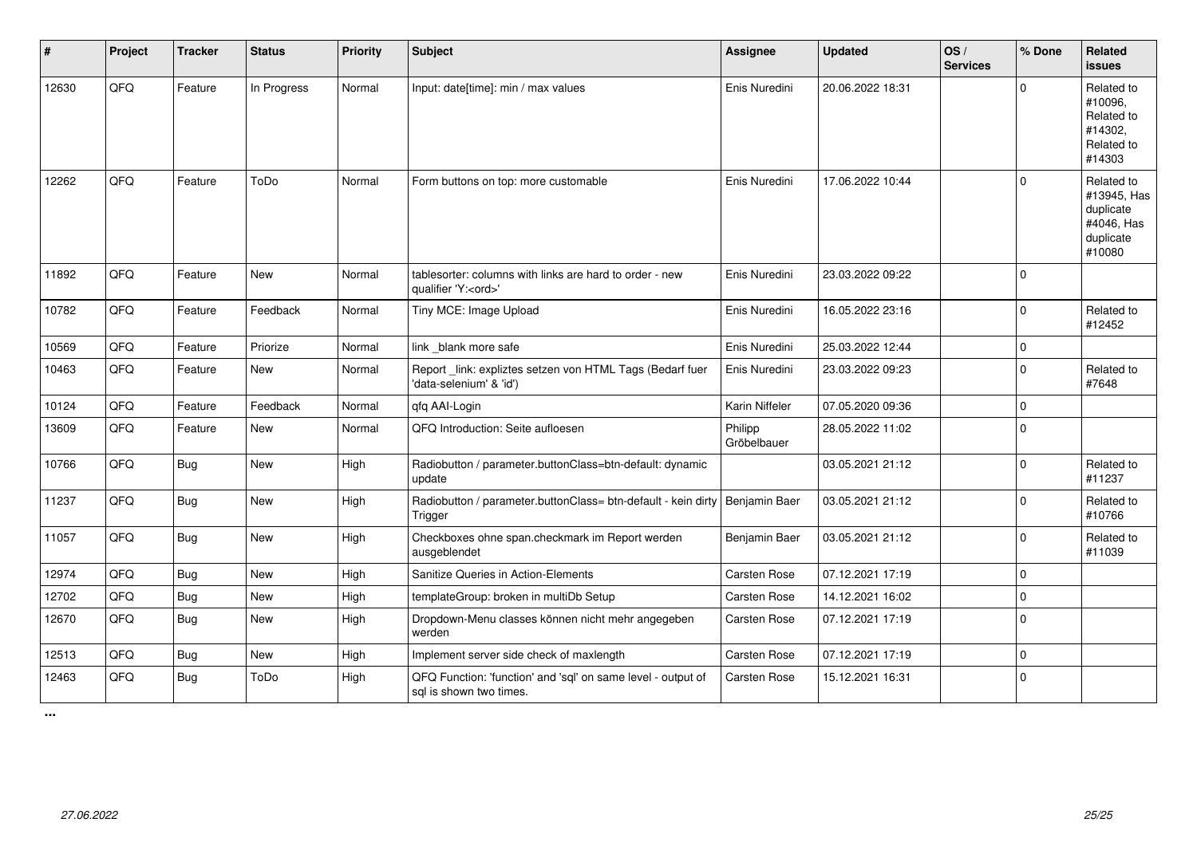| # | Project | Tracker | Status | Priority | Subject | Assignee | Updated | OS / Services | % Done | Related issues |
|---|---|---|---|---|---|---|---|---|---|---|
| 12630 | QFQ | Feature | In Progress | Normal | Input: date[time]: min / max values | Enis Nuredini | 20.06.2022 18:31 | | 0 | Related to #10096, Related to #14302, Related to #14303 |
| 12262 | QFQ | Feature | ToDo | Normal | Form buttons on top: more customable | Enis Nuredini | 17.06.2022 10:44 | | 0 | Related to #13945, Has duplicate #4046, Has duplicate #10080 |
| 11892 | QFQ | Feature | New | Normal | tablesorter: columns with links are hard to order - new qualifier 'Y:<ord>' | Enis Nuredini | 23.03.2022 09:22 | | 0 | |
| 10782 | QFQ | Feature | Feedback | Normal | Tiny MCE: Image Upload | Enis Nuredini | 16.05.2022 23:16 | | 0 | Related to #12452 |
| 10569 | QFQ | Feature | Priorize | Normal | link _blank more safe | Enis Nuredini | 25.03.2022 12:44 | | 0 | |
| 10463 | QFQ | Feature | New | Normal | Report _link: expliztes setzen von HTML Tags (Bedarf fuer 'data-selenium' & 'id') | Enis Nuredini | 23.03.2022 09:23 | | 0 | Related to #7648 |
| 10124 | QFQ | Feature | Feedback | Normal | qfq AAI-Login | Karin Niffeler | 07.05.2020 09:36 | | 0 | |
| 13609 | QFQ | Feature | New | Normal | QFQ Introduction: Seite aufloesen | Philipp Gröbelbauer | 28.05.2022 11:02 | | 0 | |
| 10766 | QFQ | Bug | New | High | Radiobutton / parameter.buttonClass=btn-default: dynamic update | | 03.05.2021 21:12 | | 0 | Related to #11237 |
| 11237 | QFQ | Bug | New | High | Radiobutton / parameter.buttonClass= btn-default - kein dirty Trigger | Benjamin Baer | 03.05.2021 21:12 | | 0 | Related to #10766 |
| 11057 | QFQ | Bug | New | High | Checkboxes ohne span.checkmark im Report werden ausgeblendet | Benjamin Baer | 03.05.2021 21:12 | | 0 | Related to #11039 |
| 12974 | QFQ | Bug | New | High | Sanitize Queries in Action-Elements | Carsten Rose | 07.12.2021 17:19 | | 0 | |
| 12702 | QFQ | Bug | New | High | templateGroup: broken in multiDb Setup | Carsten Rose | 14.12.2021 16:02 | | 0 | |
| 12670 | QFQ | Bug | New | High | Dropdown-Menu classes können nicht mehr angegeben werden | Carsten Rose | 07.12.2021 17:19 | | 0 | |
| 12513 | QFQ | Bug | New | High | Implement server side check of maxlength | Carsten Rose | 07.12.2021 17:19 | | 0 | |
| 12463 | QFQ | Bug | ToDo | High | QFQ Function: 'function' and 'sql' on same level - output of sql is shown two times. | Carsten Rose | 15.12.2021 16:31 | | 0 | |

...